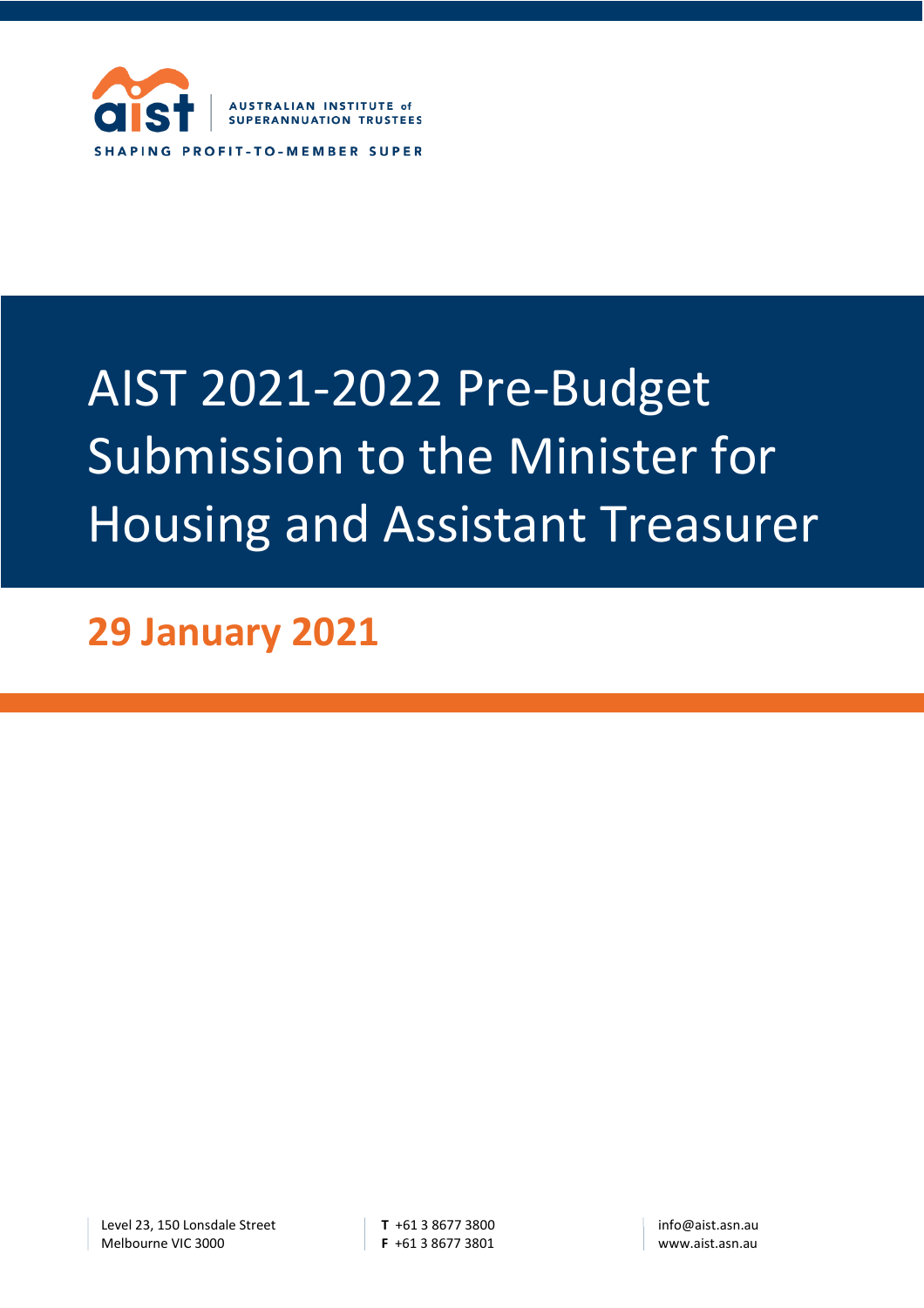AUSTRALIAN INSTITUTE of SUPERANNUATION TRUSTEES

SHAPING PROFIT-TO-MEMBER SUPER

# AIST 2021-2022 Pre-Budget Submission to the Minister for Housing and Assistant Treasurer

## 29 January 2021

Level 23, 150 Lonsdale Street
Melbourne VIC 3000

**T** +61 3 8677 3800
**F** +61 3 8677 3801

info@aist.asn.au
www.aist.asn.au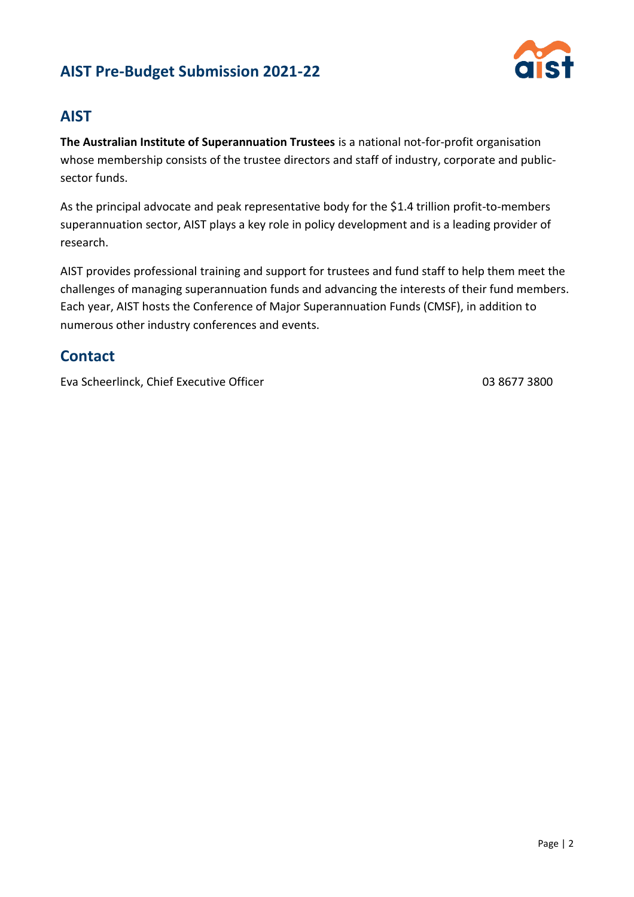## AIST

**The Australian Institute of Superannuation Trustees** is a national not-for-profit organisation whose membership consists of the trustee directors and staff of industry, corporate and public-sector funds.

As the principal advocate and peak representative body for the $1.4 trillion profit-to-members superannuation sector, AIST plays a key role in policy development and is a leading provider of research.

AIST provides professional training and support for trustees and fund staff to help them meet the challenges of managing superannuation funds and advancing the interests of their fund members. Each year, AIST hosts the Conference of Major Superannuation Funds (CMSF), in addition to numerous other industry conferences and events.

## Contact

Eva Scheerlinck, Chief Executive Officer — 03 8677 3800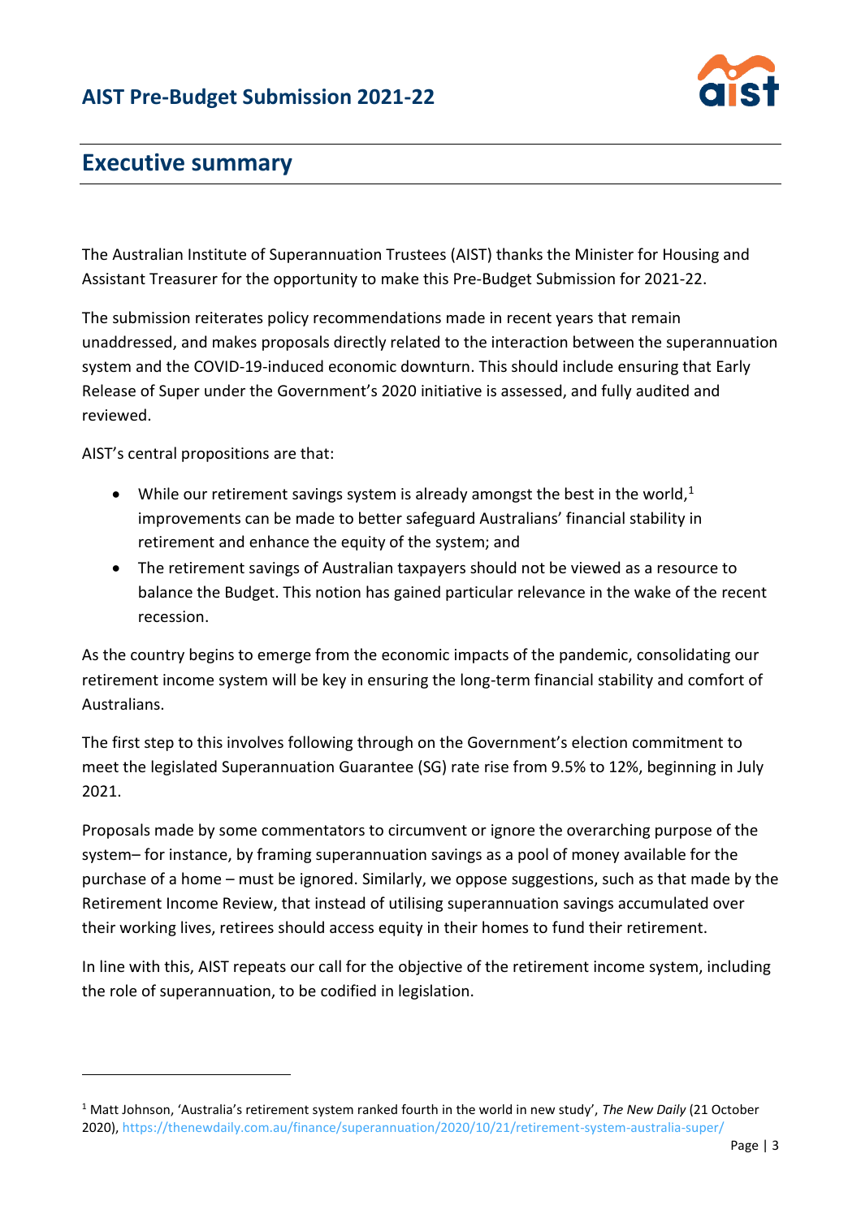## Executive summary

The Australian Institute of Superannuation Trustees (AIST) thanks the Minister for Housing and Assistant Treasurer for the opportunity to make this Pre-Budget Submission for 2021-22.

The submission reiterates policy recommendations made in recent years that remain unaddressed, and makes proposals directly related to the interaction between the superannuation system and the COVID-19-induced economic downturn. This should include ensuring that Early Release of Super under the Government's 2020 initiative is assessed, and fully audited and reviewed.

AIST's central propositions are that:

- While our retirement savings system is already amongst the best in the world,[1] improvements can be made to better safeguard Australians' financial stability in retirement and enhance the equity of the system; and
- The retirement savings of Australian taxpayers should not be viewed as a resource to balance the Budget. This notion has gained particular relevance in the wake of the recent recession.

As the country begins to emerge from the economic impacts of the pandemic, consolidating our retirement income system will be key in ensuring the long-term financial stability and comfort of Australians.

The first step to this involves following through on the Government's election commitment to meet the legislated Superannuation Guarantee (SG) rate rise from 9.5% to 12%, beginning in July 2021.

Proposals made by some commentators to circumvent or ignore the overarching purpose of the system– for instance, by framing superannuation savings as a pool of money available for the purchase of a home – must be ignored. Similarly, we oppose suggestions, such as that made by the Retirement Income Review, that instead of utilising superannuation savings accumulated over their working lives, retirees should access equity in their homes to fund their retirement.

In line with this, AIST repeats our call for the objective of the retirement income system, including the role of superannuation, to be codified in legislation.

---

[1] Matt Johnson, 'Australia's retirement system ranked fourth in the world in new study', *The New Daily* (21 October 2020), https://thenewdaily.com.au/finance/superannuation/2020/10/21/retirement-system-australia-super/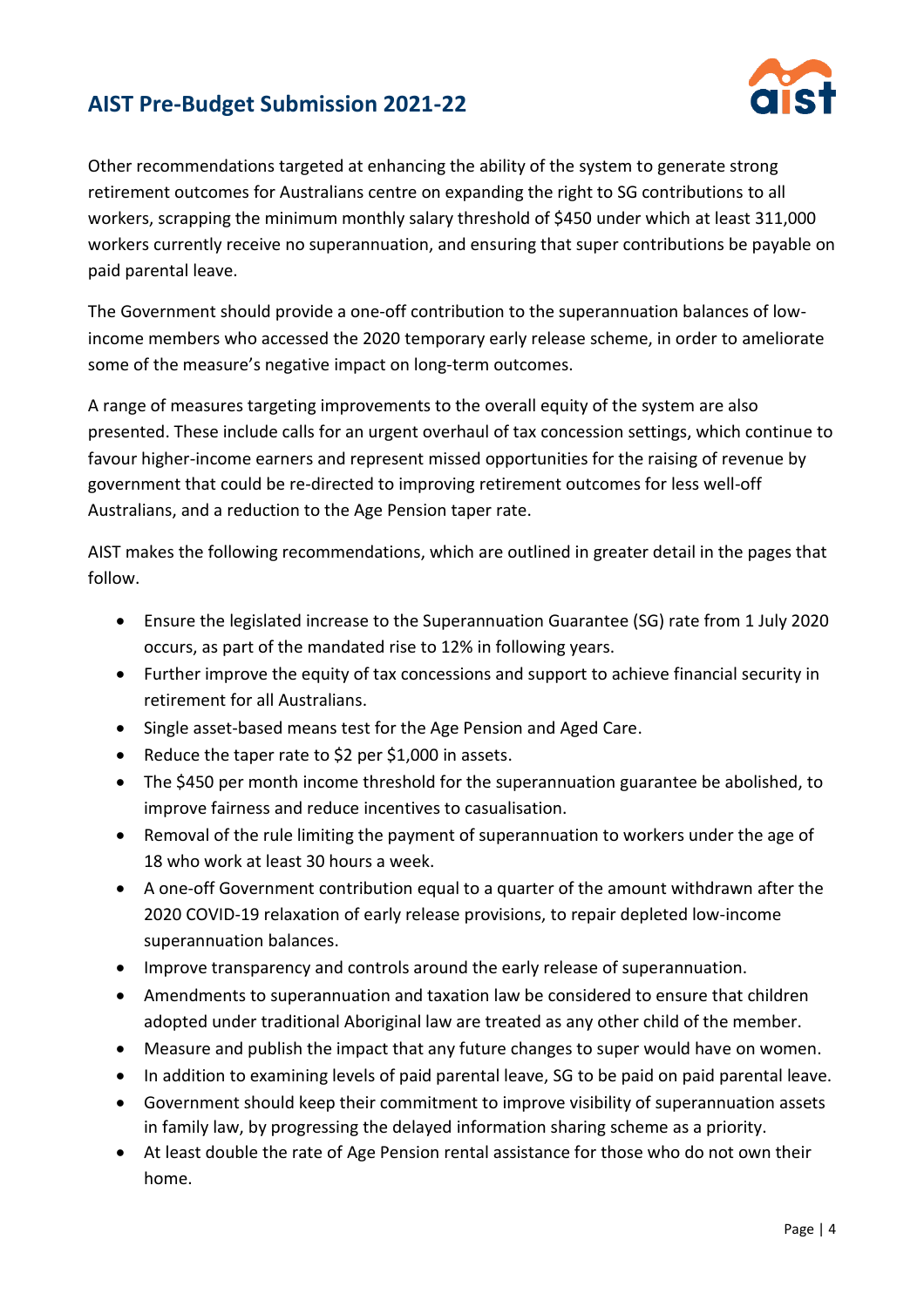Other recommendations targeted at enhancing the ability of the system to generate strong retirement outcomes for Australians centre on expanding the right to SG contributions to all workers, scrapping the minimum monthly salary threshold of $450 under which at least 311,000 workers currently receive no superannuation, and ensuring that super contributions be payable on paid parental leave.

The Government should provide a one-off contribution to the superannuation balances of low-income members who accessed the 2020 temporary early release scheme, in order to ameliorate some of the measure's negative impact on long-term outcomes.

A range of measures targeting improvements to the overall equity of the system are also presented. These include calls for an urgent overhaul of tax concession settings, which continue to favour higher-income earners and represent missed opportunities for the raising of revenue by government that could be re-directed to improving retirement outcomes for less well-off Australians, and a reduction to the Age Pension taper rate.

AIST makes the following recommendations, which are outlined in greater detail in the pages that follow.

- Ensure the legislated increase to the Superannuation Guarantee (SG) rate from 1 July 2020 occurs, as part of the mandated rise to 12% in following years.
- Further improve the equity of tax concessions and support to achieve financial security in retirement for all Australians.
- Single asset-based means test for the Age Pension and Aged Care.
- Reduce the taper rate to $2 per $1,000 in assets.
- The $450 per month income threshold for the superannuation guarantee be abolished, to improve fairness and reduce incentives to casualisation.
- Removal of the rule limiting the payment of superannuation to workers under the age of 18 who work at least 30 hours a week.
- A one-off Government contribution equal to a quarter of the amount withdrawn after the 2020 COVID-19 relaxation of early release provisions, to repair depleted low-income superannuation balances.
- Improve transparency and controls around the early release of superannuation.
- Amendments to superannuation and taxation law be considered to ensure that children adopted under traditional Aboriginal law are treated as any other child of the member.
- Measure and publish the impact that any future changes to super would have on women.
- In addition to examining levels of paid parental leave, SG to be paid on paid parental leave.
- Government should keep their commitment to improve visibility of superannuation assets in family law, by progressing the delayed information sharing scheme as a priority.
- At least double the rate of Age Pension rental assistance for those who do not own their home.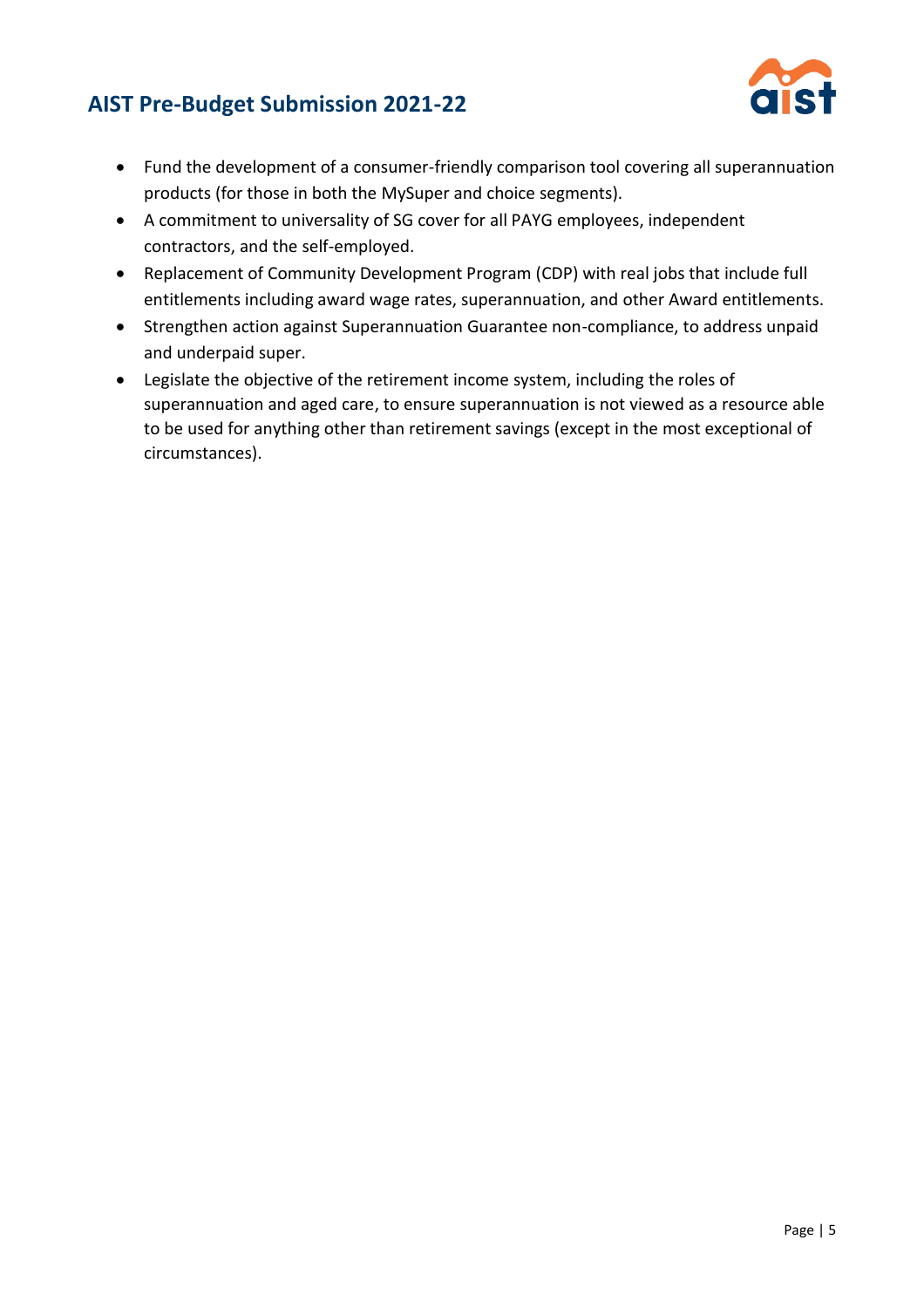- Fund the development of a consumer-friendly comparison tool covering all superannuation products (for those in both the MySuper and choice segments).
- A commitment to universality of SG cover for all PAYG employees, independent contractors, and the self-employed.
- Replacement of Community Development Program (CDP) with real jobs that include full entitlements including award wage rates, superannuation, and other Award entitlements.
- Strengthen action against Superannuation Guarantee non-compliance, to address unpaid and underpaid super.
- Legislate the objective of the retirement income system, including the roles of superannuation and aged care, to ensure superannuation is not viewed as a resource able to be used for anything other than retirement savings (except in the most exceptional of circumstances).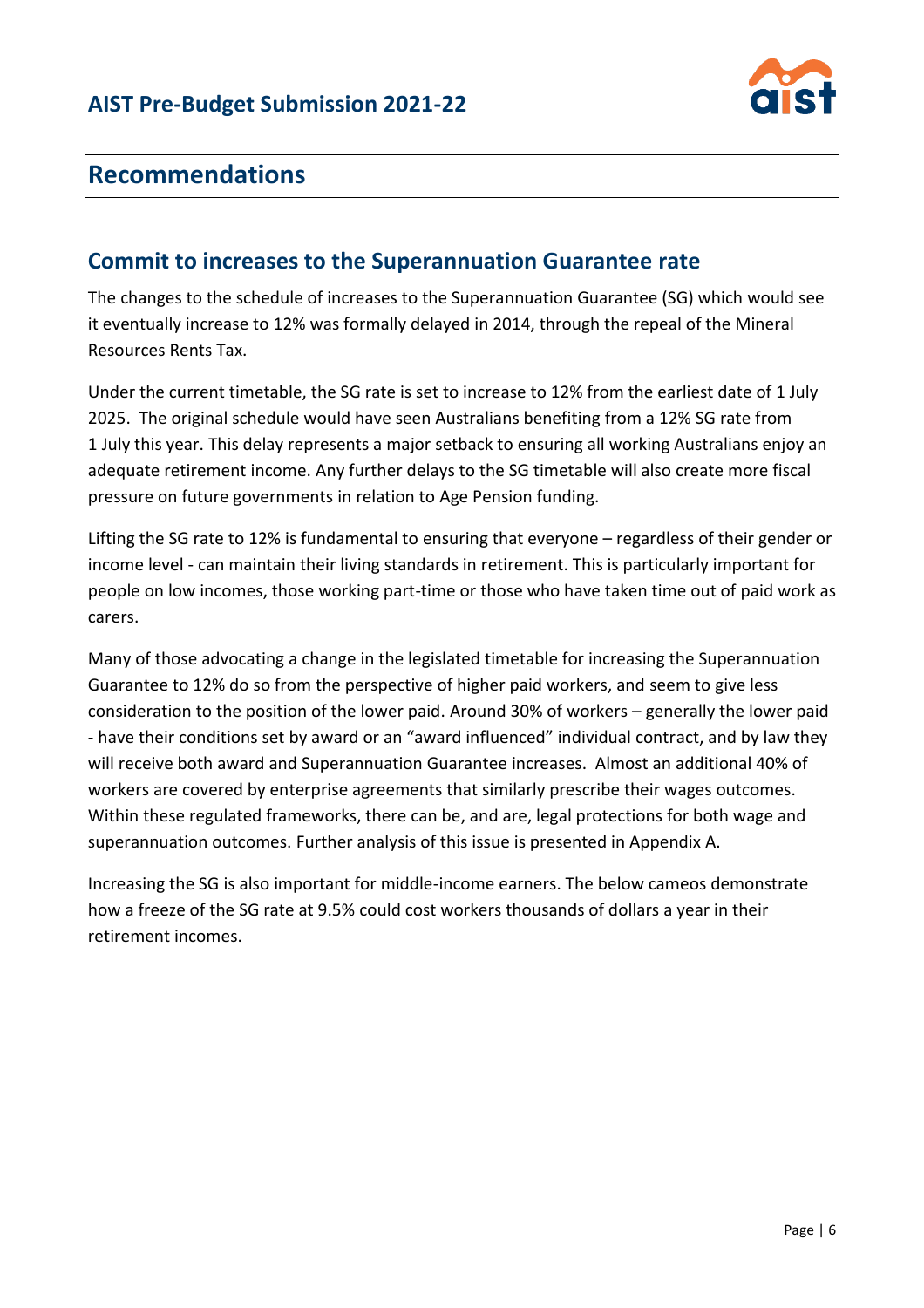## Recommendations

### Commit to increases to the Superannuation Guarantee rate

The changes to the schedule of increases to the Superannuation Guarantee (SG) which would see it eventually increase to 12% was formally delayed in 2014, through the repeal of the Mineral Resources Rents Tax.

Under the current timetable, the SG rate is set to increase to 12% from the earliest date of 1 July 2025. The original schedule would have seen Australians benefiting from a 12% SG rate from 1 July this year. This delay represents a major setback to ensuring all working Australians enjoy an adequate retirement income. Any further delays to the SG timetable will also create more fiscal pressure on future governments in relation to Age Pension funding.

Lifting the SG rate to 12% is fundamental to ensuring that everyone – regardless of their gender or income level - can maintain their living standards in retirement. This is particularly important for people on low incomes, those working part-time or those who have taken time out of paid work as carers.

Many of those advocating a change in the legislated timetable for increasing the Superannuation Guarantee to 12% do so from the perspective of higher paid workers, and seem to give less consideration to the position of the lower paid. Around 30% of workers – generally the lower paid - have their conditions set by award or an "award influenced" individual contract, and by law they will receive both award and Superannuation Guarantee increases. Almost an additional 40% of workers are covered by enterprise agreements that similarly prescribe their wages outcomes. Within these regulated frameworks, there can be, and are, legal protections for both wage and superannuation outcomes. Further analysis of this issue is presented in Appendix A.

Increasing the SG is also important for middle-income earners. The below cameos demonstrate how a freeze of the SG rate at 9.5% could cost workers thousands of dollars a year in their retirement incomes.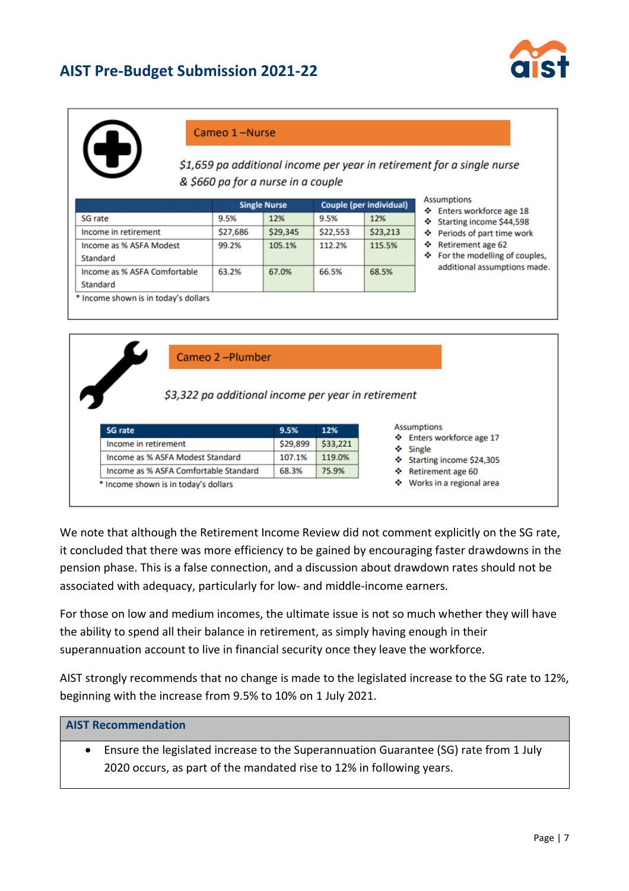### Cameo 1 – Nurse

*$1,659 pa additional income per year in retirement for a single nurse & $660 pa for a nurse in a couple*

| | Single Nurse | | Couple (per individual) | |
|---|---|---|---|---|
| SG rate | 9.5% | 12% | 9.5% | 12% |
| Income in retirement | $27,686 | $29,345 | $22,553 | $23,213 |
| Income as % ASFA Modest Standard | 99.2% | 105.1% | 112.2% | 115.5% |
| Income as % ASFA Comfortable Standard | 63.2% | 67.0% | 66.5% | 68.5% |

\* Income shown is in today's dollars

Assumptions
- Enters workforce age 18
- Starting income $44,598
- Periods of part time work
- Retirement age 62
- For the modelling of couples, additional assumptions made.

### Cameo 2 – Plumber

*$3,322 pa additional income per year in retirement*

| SG rate | 9.5% | 12% |
|---|---|---|
| Income in retirement | $29,899 | $33,221 |
| Income as % ASFA Modest Standard | 107.1% | 119.0% |
| Income as % ASFA Comfortable Standard | 68.3% | 75.9% |

\* Income shown is in today's dollars

Assumptions
- Enters workforce age 17
- Single
- Starting income $24,305
- Retirement age 60
- Works in a regional area

We note that although the Retirement Income Review did not comment explicitly on the SG rate, it concluded that there was more efficiency to be gained by encouraging faster drawdowns in the pension phase. This is a false connection, and a discussion about drawdown rates should not be associated with adequacy, particularly for low- and middle-income earners.

For those on low and medium incomes, the ultimate issue is not so much whether they will have the ability to spend all their balance in retirement, as simply having enough in their superannuation account to live in financial security once they leave the workforce.

AIST strongly recommends that no change is made to the legislated increase to the SG rate to 12%, beginning with the increase from 9.5% to 10% on 1 July 2021.

| **AIST Recommendation** |
|---|
| • Ensure the legislated increase to the Superannuation Guarantee (SG) rate from 1 July 2020 occurs, as part of the mandated rise to 12% in following years. |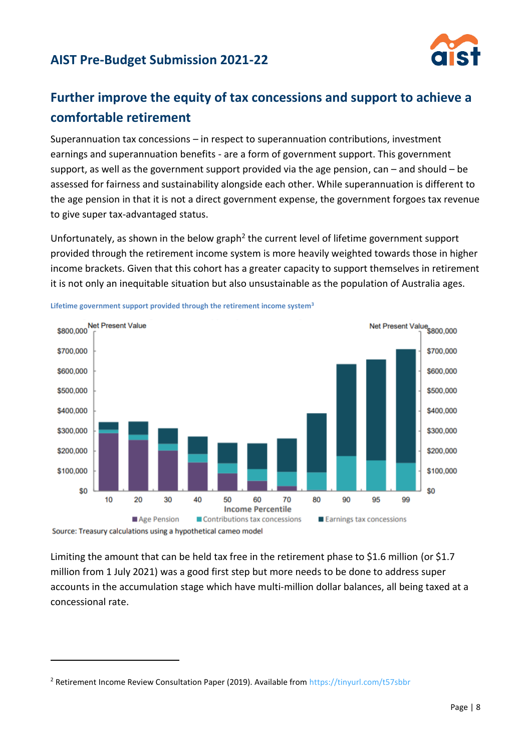## Further improve the equity of tax concessions and support to achieve a comfortable retirement

Superannuation tax concessions – in respect to superannuation contributions, investment earnings and superannuation benefits - are a form of government support. This government support, as well as the government support provided via the age pension, can – and should – be assessed for fairness and sustainability alongside each other. While superannuation is different to the age pension in that it is not a direct government expense, the government forgoes tax revenue to give super tax-advantaged status.

Unfortunately, as shown in the below graph[2] the current level of lifetime government support provided through the retirement income system is more heavily weighted towards those in higher income brackets. Given that this cohort has a greater capacity to support themselves in retirement it is not only an inequitable situation but also unsustainable as the population of Australia ages.

Lifetime government support provided through the retirement income system[3]

Source: Treasury calculations using a hypothetical cameo model

Limiting the amount that can be held tax free in the retirement phase to $1.6 million (or $1.7 million from 1 July 2021) was a good first step but more needs to be done to address super accounts in the accumulation stage which have multi-million dollar balances, all being taxed at a concessional rate.

---

[2] Retirement Income Review Consultation Paper (2019). Available from https://tinyurl.com/t57sbbr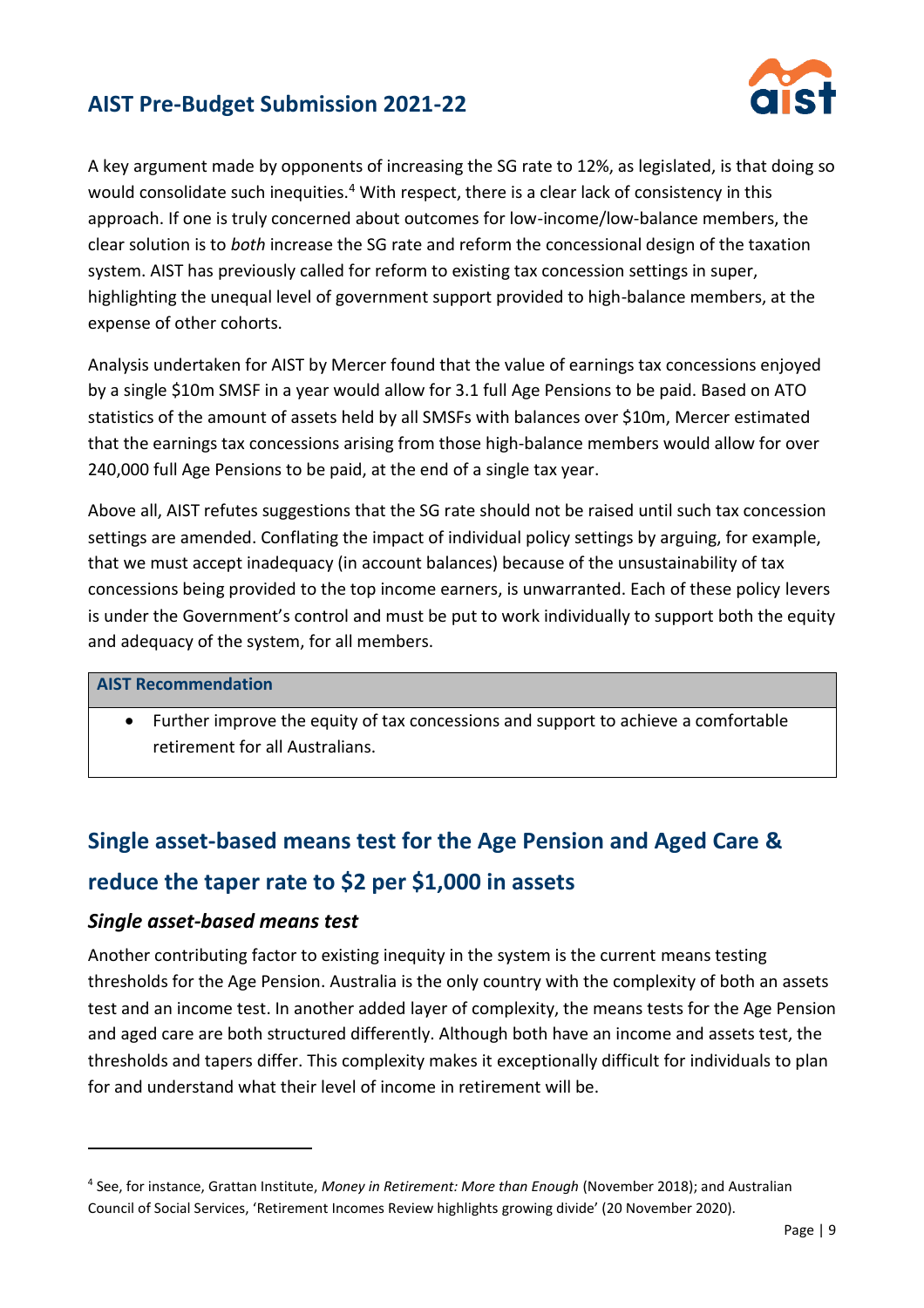A key argument made by opponents of increasing the SG rate to 12%, as legislated, is that doing so would consolidate such inequities.[4] With respect, there is a clear lack of consistency in this approach. If one is truly concerned about outcomes for low-income/low-balance members, the clear solution is to *both* increase the SG rate and reform the concessional design of the taxation system. AIST has previously called for reform to existing tax concession settings in super, highlighting the unequal level of government support provided to high-balance members, at the expense of other cohorts.

Analysis undertaken for AIST by Mercer found that the value of earnings tax concessions enjoyed by a single $10m SMSF in a year would allow for 3.1 full Age Pensions to be paid. Based on ATO statistics of the amount of assets held by all SMSFs with balances over $10m, Mercer estimated that the earnings tax concessions arising from those high-balance members would allow for over 240,000 full Age Pensions to be paid, at the end of a single tax year.

Above all, AIST refutes suggestions that the SG rate should not be raised until such tax concession settings are amended. Conflating the impact of individual policy settings by arguing, for example, that we must accept inadequacy (in account balances) because of the unsustainability of tax concessions being provided to the top income earners, is unwarranted. Each of these policy levers is under the Government's control and must be put to work individually to support both the equity and adequacy of the system, for all members.

| **AIST Recommendation** |
| --- |
| • Further improve the equity of tax concessions and support to achieve a comfortable retirement for all Australians. |

## Single asset-based means test for the Age Pension and Aged Care & reduce the taper rate to $2 per $1,000 in assets

### *Single asset-based means test*

Another contributing factor to existing inequity in the system is the current means testing thresholds for the Age Pension. Australia is the only country with the complexity of both an assets test and an income test. In another added layer of complexity, the means tests for the Age Pension and aged care are both structured differently. Although both have an income and assets test, the thresholds and tapers differ. This complexity makes it exceptionally difficult for individuals to plan for and understand what their level of income in retirement will be.

[4] See, for instance, Grattan Institute, *Money in Retirement: More than Enough* (November 2018); and Australian Council of Social Services, 'Retirement Incomes Review highlights growing divide' (20 November 2020).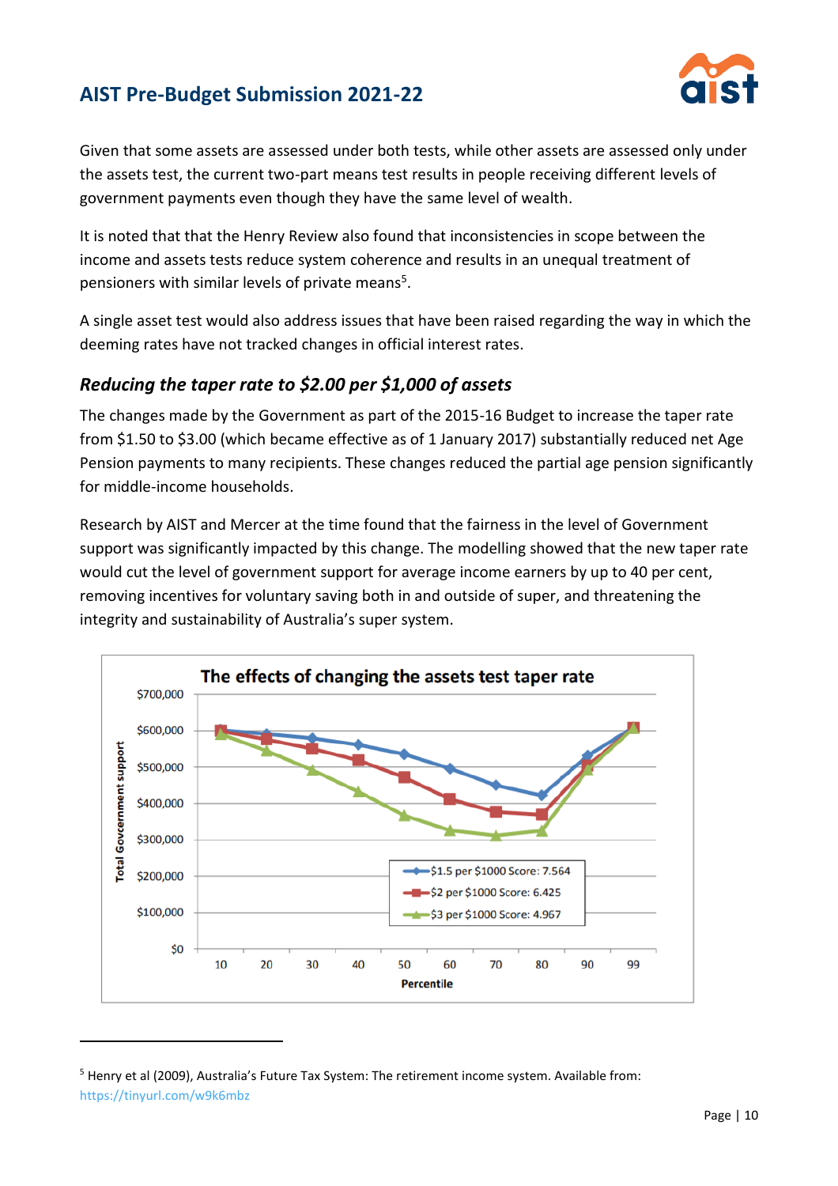Given that some assets are assessed under both tests, while other assets are assessed only under the assets test, the current two-part means test results in people receiving different levels of government payments even though they have the same level of wealth.

It is noted that that the Henry Review also found that inconsistencies in scope between the income and assets tests reduce system coherence and results in an unequal treatment of pensioners with similar levels of private means[5].

A single asset test would also address issues that have been raised regarding the way in which the deeming rates have not tracked changes in official interest rates.

### *Reducing the taper rate to $2.00 per $1,000 of assets*

The changes made by the Government as part of the 2015-16 Budget to increase the taper rate from $1.50 to $3.00 (which became effective as of 1 January 2017) substantially reduced net Age Pension payments to many recipients. These changes reduced the partial age pension significantly for middle-income households.

Research by AIST and Mercer at the time found that the fairness in the level of Government support was significantly impacted by this change. The modelling showed that the new taper rate would cut the level of government support for average income earners by up to 40 per cent, removing incentives for voluntary saving both in and outside of super, and threatening the integrity and sustainability of Australia's super system.

**The effects of changing the assets test taper rate**

Legend: $1.5 per $1000 Score: 7.564; $2 per $1000 Score: 6.425; $3 per $1000 Score: 4.967

Y-axis: Total Government support ($0 – $700,000); X-axis: Percentile (10, 20, 30, 40, 50, 60, 70, 80, 90, 99)

---

[5] Henry et al (2009), Australia's Future Tax System: The retirement income system. Available from: https://tinyurl.com/w9k6mbz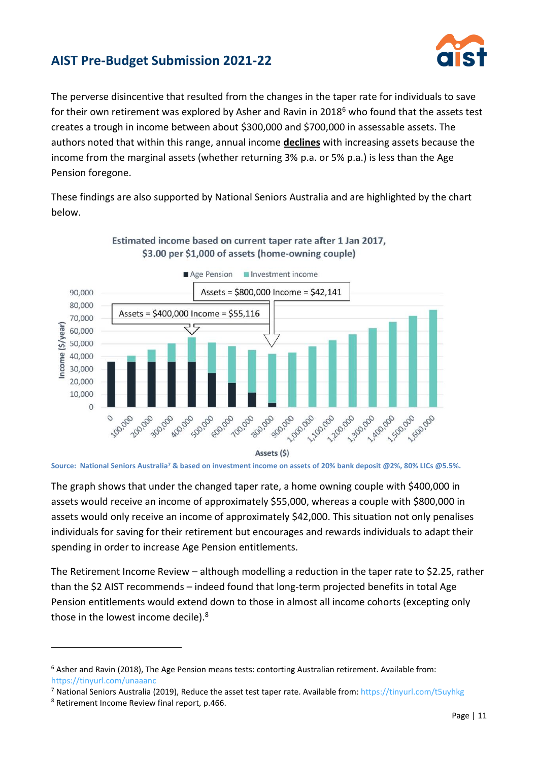The perverse disincentive that resulted from the changes in the taper rate for individuals to save for their own retirement was explored by Asher and Ravin in 2018[6] who found that the assets test creates a trough in income between about $300,000 and $700,000 in assessable assets. The authors noted that within this range, annual income **declines** with increasing assets because the income from the marginal assets (whether returning 3% p.a. or 5% p.a.) is less than the Age Pension foregone.

These findings are also supported by National Seniors Australia and are highlighted by the chart below.

Estimated income based on current taper rate after 1 Jan 2017, $3.00 per $1,000 of assets (home-owning couple)

Age Pension | Investment income

Assets = $800,000 Income = $42,141

Assets = $400,000 Income = $55,116

Income ($/year)

Assets ($)

Source: National Seniors Australia[7] & based on investment income on assets of 20% bank deposit @2%, 80% LICs @5.5%.

The graph shows that under the changed taper rate, a home owning couple with $400,000 in assets would receive an income of approximately $55,000, whereas a couple with $800,000 in assets would only receive an income of approximately $42,000. This situation not only penalises individuals for saving for their retirement but encourages and rewards individuals to adapt their spending in order to increase Age Pension entitlements.

The Retirement Income Review – although modelling a reduction in the taper rate to $2.25, rather than the $2 AIST recommends – indeed found that long-term projected benefits in total Age Pension entitlements would extend down to those in almost all income cohorts (excepting only those in the lowest income decile).[8]

---

[6] Asher and Ravin (2018), The Age Pension means tests: contorting Australian retirement. Available from: https://tinyurl.com/unaaanc

[7] National Seniors Australia (2019), Reduce the asset test taper rate. Available from: https://tinyurl.com/t5uyhkg

[8] Retirement Income Review final report, p.466.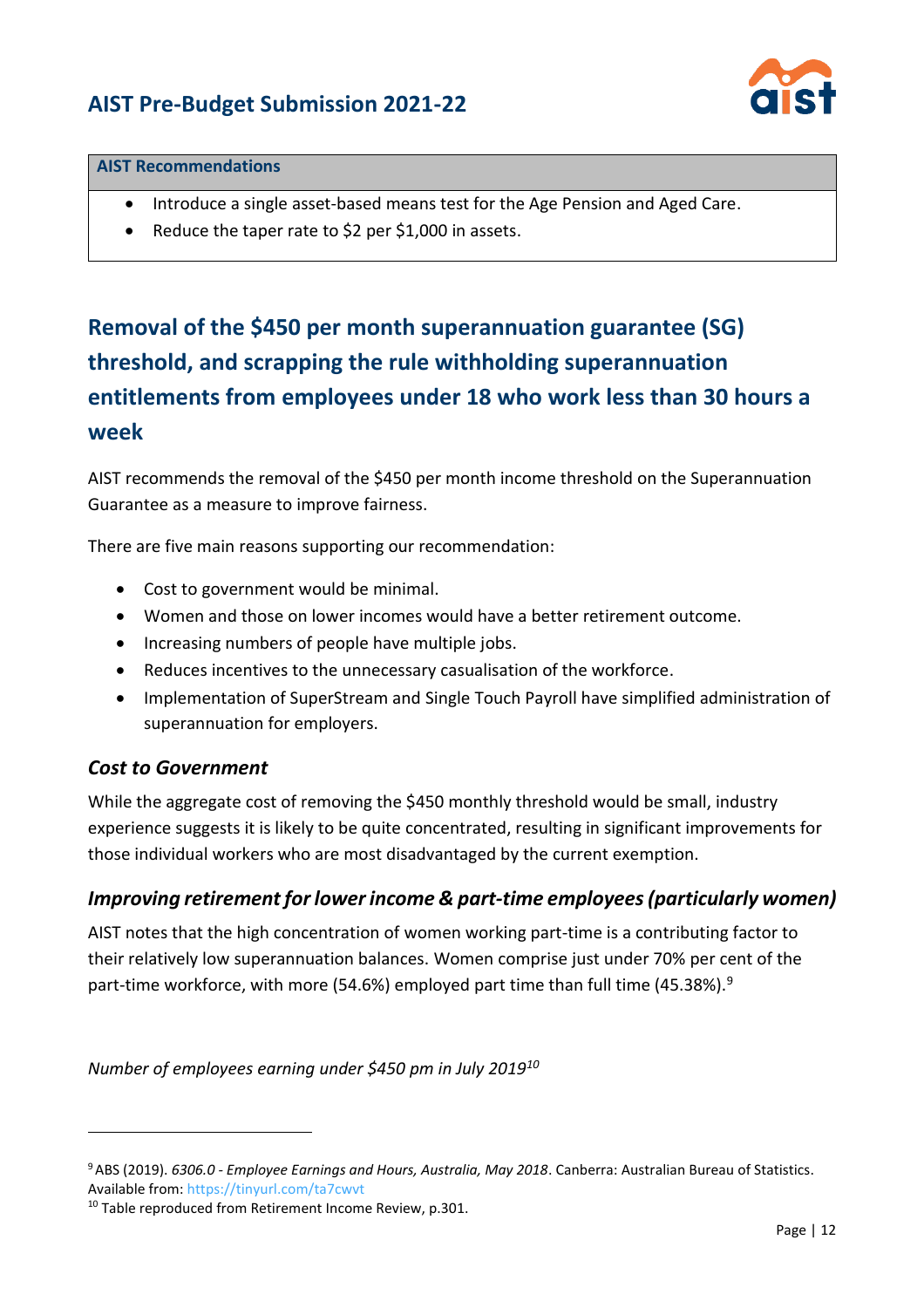| AIST Recommendations |
| --- |
| • Introduce a single asset-based means test for the Age Pension and Aged Care.<br>• Reduce the taper rate to $2 per $1,000 in assets. |

## Removal of the $450 per month superannuation guarantee (SG) threshold, and scrapping the rule withholding superannuation entitlements from employees under 18 who work less than 30 hours a week

AIST recommends the removal of the $450 per month income threshold on the Superannuation Guarantee as a measure to improve fairness.

There are five main reasons supporting our recommendation:

- Cost to government would be minimal.
- Women and those on lower incomes would have a better retirement outcome.
- Increasing numbers of people have multiple jobs.
- Reduces incentives to the unnecessary casualisation of the workforce.
- Implementation of SuperStream and Single Touch Payroll have simplified administration of superannuation for employers.

### *Cost to Government*

While the aggregate cost of removing the $450 monthly threshold would be small, industry experience suggests it is likely to be quite concentrated, resulting in significant improvements for those individual workers who are most disadvantaged by the current exemption.

### *Improving retirement for lower income & part-time employees (particularly women)*

AIST notes that the high concentration of women working part-time is a contributing factor to their relatively low superannuation balances. Women comprise just under 70% per cent of the part-time workforce, with more (54.6%) employed part time than full time (45.38%).[9]

*Number of employees earning under $450 pm in July 2019*[10]

[9] ABS (2019). *6306.0 - Employee Earnings and Hours, Australia, May 2018*. Canberra: Australian Bureau of Statistics. Available from: https://tinyurl.com/ta7cwvt

[10] Table reproduced from Retirement Income Review, p.301.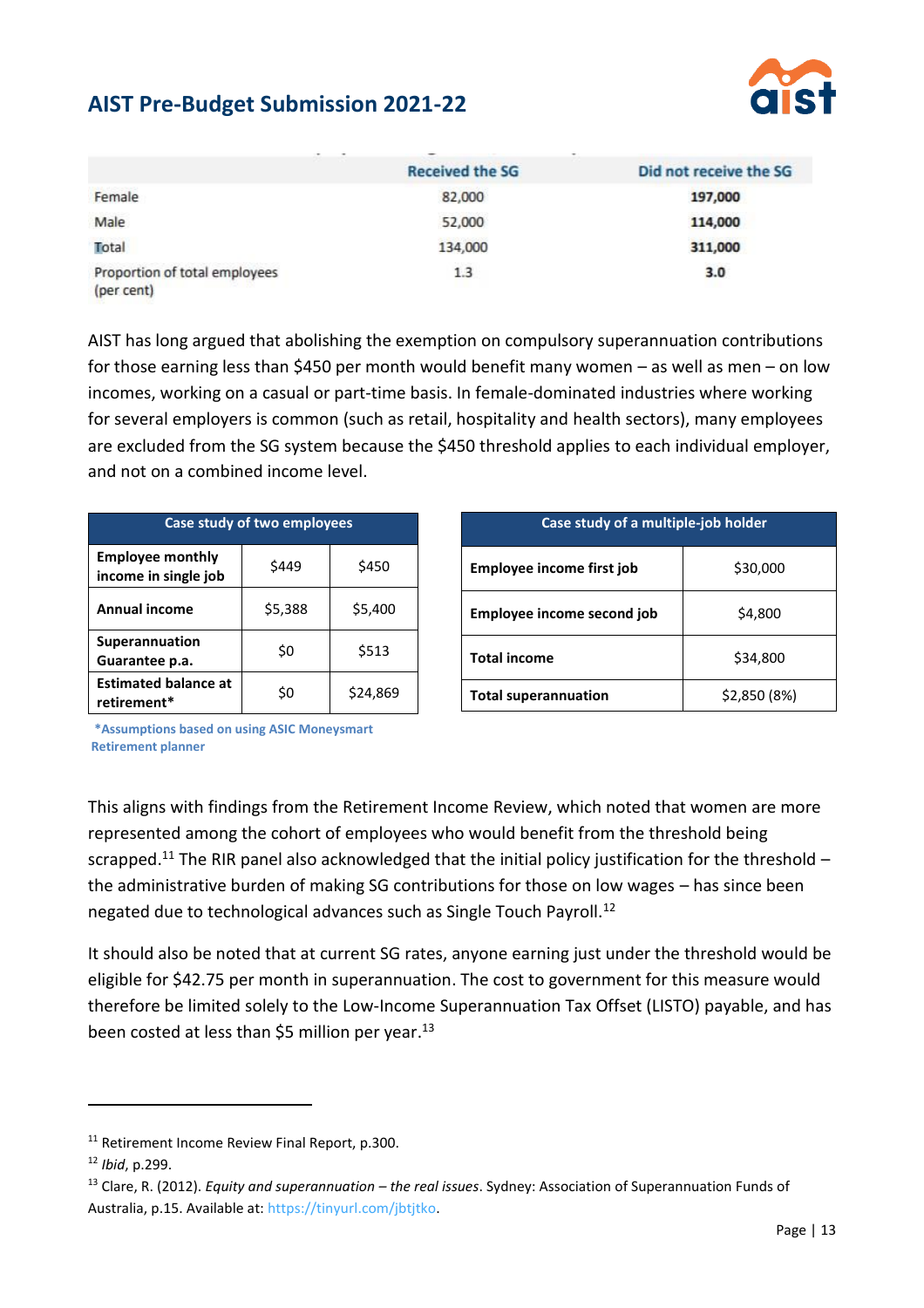| | Received the SG | Did not receive the SG |
|---|---|---|
| Female | 82,000 | **197,000** |
| Male | 52,000 | **114,000** |
| Total | 134,000 | **311,000** |
| Proportion of total employees (per cent) | 1.3 | **3.0** |

AIST has long argued that abolishing the exemption on compulsory superannuation contributions for those earning less than $450 per month would benefit many women – as well as men – on low incomes, working on a casual or part-time basis. In female-dominated industries where working for several employers is common (such as retail, hospitality and health sectors), many employees are excluded from the SG system because the $450 threshold applies to each individual employer, and not on a combined income level.

| Case study of two employees | | |
|---|---|---|
| **Employee monthly income in single job** | $449 | $450 |
| **Annual income** | $5,388 | $5,400 |
| **Superannuation Guarantee p.a.** | $0 | $513 |
| **Estimated balance at retirement*** | $0 | $24,869 |

**\*Assumptions based on using ASIC Moneysmart Retirement planner**

| Case study of a multiple-job holder | |
|---|---|
| **Employee income first job** | $30,000 |
| **Employee income second job** | $4,800 |
| **Total income** | $34,800 |
| **Total superannuation** | $2,850 (8%) |

This aligns with findings from the Retirement Income Review, which noted that women are more represented among the cohort of employees who would benefit from the threshold being scrapped.[11] The RIR panel also acknowledged that the initial policy justification for the threshold – the administrative burden of making SG contributions for those on low wages – has since been negated due to technological advances such as Single Touch Payroll.[12]

It should also be noted that at current SG rates, anyone earning just under the threshold would be eligible for $42.75 per month in superannuation. The cost to government for this measure would therefore be limited solely to the Low-Income Superannuation Tax Offset (LISTO) payable, and has been costed at less than $5 million per year.[13]

---

[11] Retirement Income Review Final Report, p.300.

[12] *Ibid*, p.299.

[13] Clare, R. (2012). *Equity and superannuation – the real issues*. Sydney: Association of Superannuation Funds of Australia, p.15. Available at: https://tinyurl.com/jbtjtko.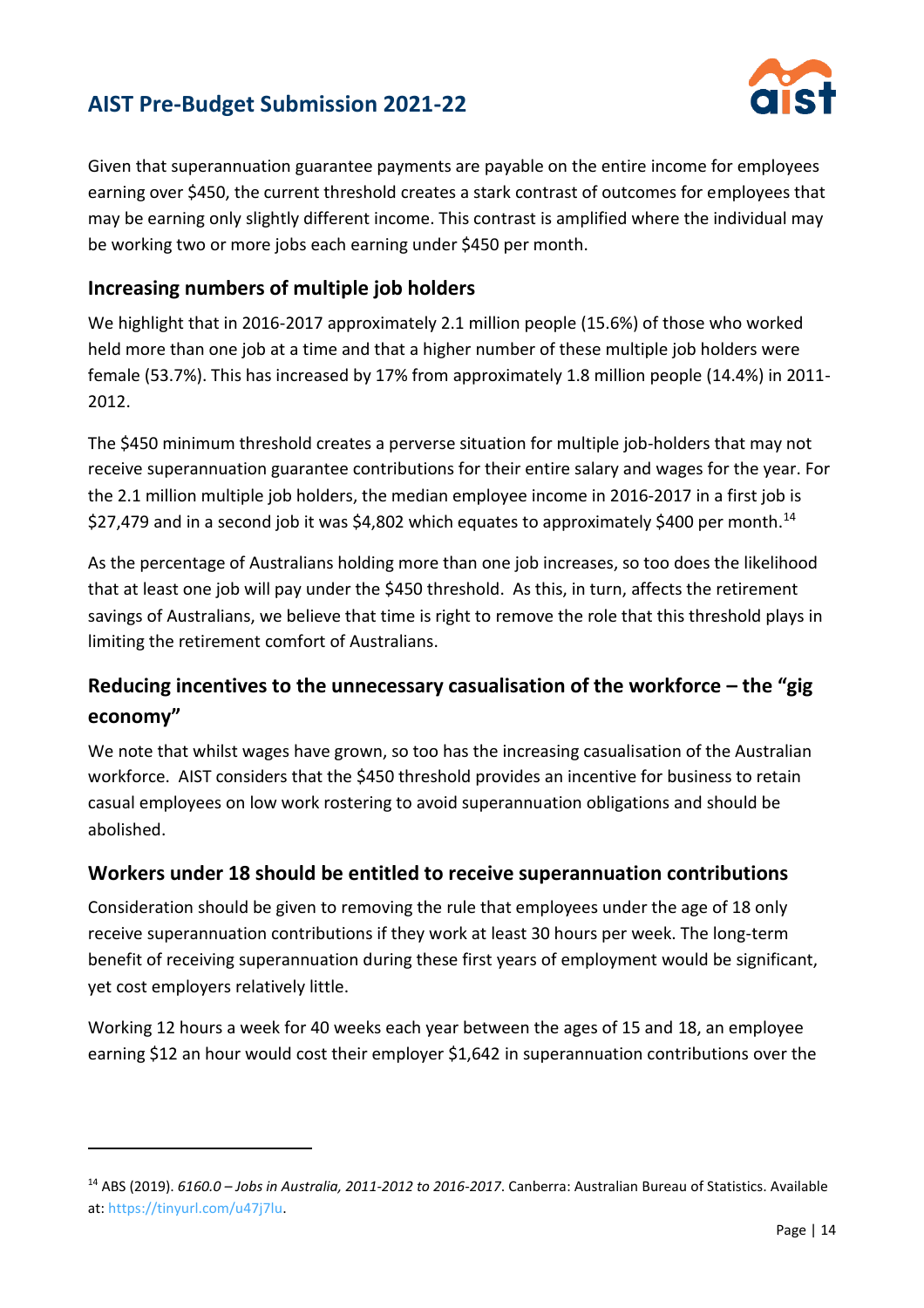Given that superannuation guarantee payments are payable on the entire income for employees earning over $450, the current threshold creates a stark contrast of outcomes for employees that may be earning only slightly different income. This contrast is amplified where the individual may be working two or more jobs each earning under $450 per month.

### Increasing numbers of multiple job holders

We highlight that in 2016-2017 approximately 2.1 million people (15.6%) of those who worked held more than one job at a time and that a higher number of these multiple job holders were female (53.7%). This has increased by 17% from approximately 1.8 million people (14.4%) in 2011-2012.

The $450 minimum threshold creates a perverse situation for multiple job-holders that may not receive superannuation guarantee contributions for their entire salary and wages for the year. For the 2.1 million multiple job holders, the median employee income in 2016-2017 in a first job is $27,479 and in a second job it was $4,802 which equates to approximately $400 per month.[14]

As the percentage of Australians holding more than one job increases, so too does the likelihood that at least one job will pay under the $450 threshold. As this, in turn, affects the retirement savings of Australians, we believe that time is right to remove the role that this threshold plays in limiting the retirement comfort of Australians.

### Reducing incentives to the unnecessary casualisation of the workforce – the "gig economy"

We note that whilst wages have grown, so too has the increasing casualisation of the Australian workforce. AIST considers that the $450 threshold provides an incentive for business to retain casual employees on low work rostering to avoid superannuation obligations and should be abolished.

### Workers under 18 should be entitled to receive superannuation contributions

Consideration should be given to removing the rule that employees under the age of 18 only receive superannuation contributions if they work at least 30 hours per week. The long-term benefit of receiving superannuation during these first years of employment would be significant, yet cost employers relatively little.

Working 12 hours a week for 40 weeks each year between the ages of 15 and 18, an employee earning $12 an hour would cost their employer $1,642 in superannuation contributions over the

---

[14] ABS (2019). *6160.0 – Jobs in Australia, 2011-2012 to 2016-2017*. Canberra: Australian Bureau of Statistics. Available at: https://tinyurl.com/u47j7lu.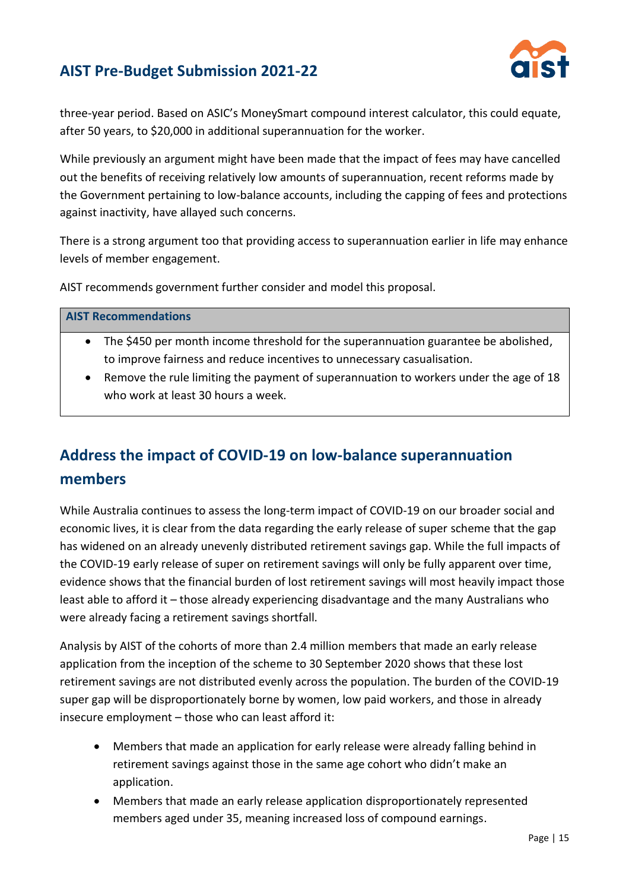three-year period. Based on ASIC's MoneySmart compound interest calculator, this could equate, after 50 years, to $20,000 in additional superannuation for the worker.

While previously an argument might have been made that the impact of fees may have cancelled out the benefits of receiving relatively low amounts of superannuation, recent reforms made by the Government pertaining to low-balance accounts, including the capping of fees and protections against inactivity, have allayed such concerns.

There is a strong argument too that providing access to superannuation earlier in life may enhance levels of member engagement.

AIST recommends government further consider and model this proposal.

| **AIST Recommendations** |
|---|
| • The $450 per month income threshold for the superannuation guarantee be abolished, to improve fairness and reduce incentives to unnecessary casualisation.<br>• Remove the rule limiting the payment of superannuation to workers under the age of 18 who work at least 30 hours a week. |

## Address the impact of COVID-19 on low-balance superannuation members

While Australia continues to assess the long-term impact of COVID-19 on our broader social and economic lives, it is clear from the data regarding the early release of super scheme that the gap has widened on an already unevenly distributed retirement savings gap. While the full impacts of the COVID-19 early release of super on retirement savings will only be fully apparent over time, evidence shows that the financial burden of lost retirement savings will most heavily impact those least able to afford it – those already experiencing disadvantage and the many Australians who were already facing a retirement savings shortfall.

Analysis by AIST of the cohorts of more than 2.4 million members that made an early release application from the inception of the scheme to 30 September 2020 shows that these lost retirement savings are not distributed evenly across the population. The burden of the COVID-19 super gap will be disproportionately borne by women, low paid workers, and those in already insecure employment – those who can least afford it:

- Members that made an application for early release were already falling behind in retirement savings against those in the same age cohort who didn't make an application.
- Members that made an early release application disproportionately represented members aged under 35, meaning increased loss of compound earnings.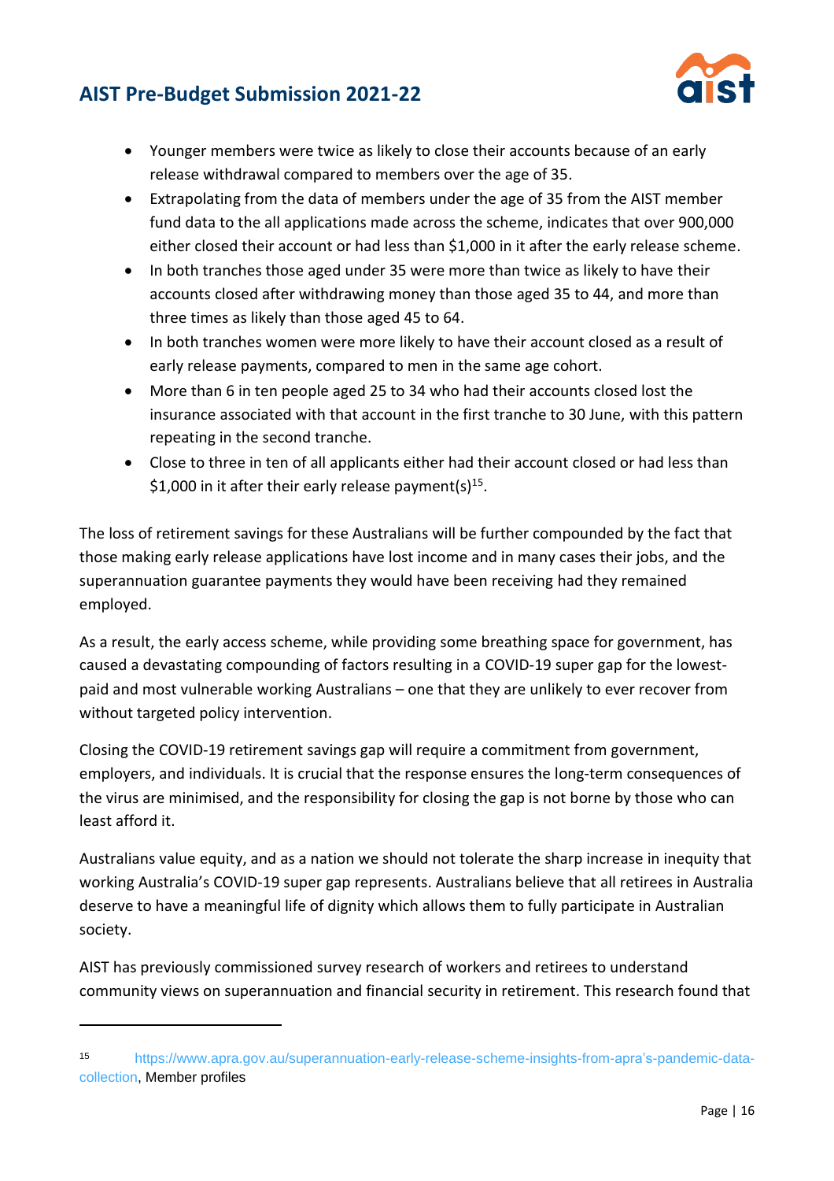- Younger members were twice as likely to close their accounts because of an early release withdrawal compared to members over the age of 35.
- Extrapolating from the data of members under the age of 35 from the AIST member fund data to the all applications made across the scheme, indicates that over 900,000 either closed their account or had less than $1,000 in it after the early release scheme.
- In both tranches those aged under 35 were more than twice as likely to have their accounts closed after withdrawing money than those aged 35 to 44, and more than three times as likely than those aged 45 to 64.
- In both tranches women were more likely to have their account closed as a result of early release payments, compared to men in the same age cohort.
- More than 6 in ten people aged 25 to 34 who had their accounts closed lost the insurance associated with that account in the first tranche to 30 June, with this pattern repeating in the second tranche.
- Close to three in ten of all applicants either had their account closed or had less than $1,000 in it after their early release payment(s)[15].

The loss of retirement savings for these Australians will be further compounded by the fact that those making early release applications have lost income and in many cases their jobs, and the superannuation guarantee payments they would have been receiving had they remained employed.

As a result, the early access scheme, while providing some breathing space for government, has caused a devastating compounding of factors resulting in a COVID-19 super gap for the lowest-paid and most vulnerable working Australians – one that they are unlikely to ever recover from without targeted policy intervention.

Closing the COVID-19 retirement savings gap will require a commitment from government, employers, and individuals. It is crucial that the response ensures the long-term consequences of the virus are minimised, and the responsibility for closing the gap is not borne by those who can least afford it.

Australians value equity, and as a nation we should not tolerate the sharp increase in inequity that working Australia's COVID-19 super gap represents. Australians believe that all retirees in Australia deserve to have a meaningful life of dignity which allows them to fully participate in Australian society.

AIST has previously commissioned survey research of workers and retirees to understand community views on superannuation and financial security in retirement. This research found that

---

[15] https://www.apra.gov.au/superannuation-early-release-scheme-insights-from-apra's-pandemic-data-collection, Member profiles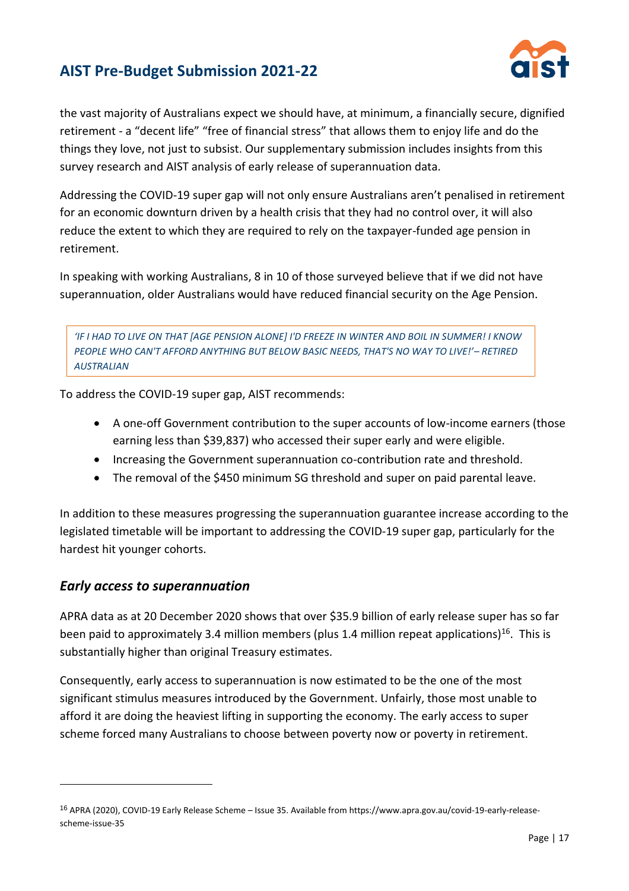the vast majority of Australians expect we should have, at minimum, a financially secure, dignified retirement - a "decent life" "free of financial stress" that allows them to enjoy life and do the things they love, not just to subsist. Our supplementary submission includes insights from this survey research and AIST analysis of early release of superannuation data.

Addressing the COVID-19 super gap will not only ensure Australians aren't penalised in retirement for an economic downturn driven by a health crisis that they had no control over, it will also reduce the extent to which they are required to rely on the taxpayer-funded age pension in retirement.

In speaking with working Australians, 8 in 10 of those surveyed believe that if we did not have superannuation, older Australians would have reduced financial security on the Age Pension.

> *'IF I HAD TO LIVE ON THAT [AGE PENSION ALONE] I'D FREEZE IN WINTER AND BOIL IN SUMMER! I KNOW PEOPLE WHO CAN'T AFFORD ANYTHING BUT BELOW BASIC NEEDS, THAT'S NO WAY TO LIVE!'– RETIRED AUSTRALIAN*

To address the COVID-19 super gap, AIST recommends:

- A one-off Government contribution to the super accounts of low-income earners (those earning less than $39,837) who accessed their super early and were eligible.
- Increasing the Government superannuation co-contribution rate and threshold.
- The removal of the $450 minimum SG threshold and super on paid parental leave.

In addition to these measures progressing the superannuation guarantee increase according to the legislated timetable will be important to addressing the COVID-19 super gap, particularly for the hardest hit younger cohorts.

## *Early access to superannuation*

APRA data as at 20 December 2020 shows that over $35.9 billion of early release super has so far been paid to approximately 3.4 million members (plus 1.4 million repeat applications)[16]. This is substantially higher than original Treasury estimates.

Consequently, early access to superannuation is now estimated to be the one of the most significant stimulus measures introduced by the Government. Unfairly, those most unable to afford it are doing the heaviest lifting in supporting the economy. The early access to super scheme forced many Australians to choose between poverty now or poverty in retirement.

---

[16] APRA (2020), COVID-19 Early Release Scheme – Issue 35. Available from https://www.apra.gov.au/covid-19-early-release-scheme-issue-35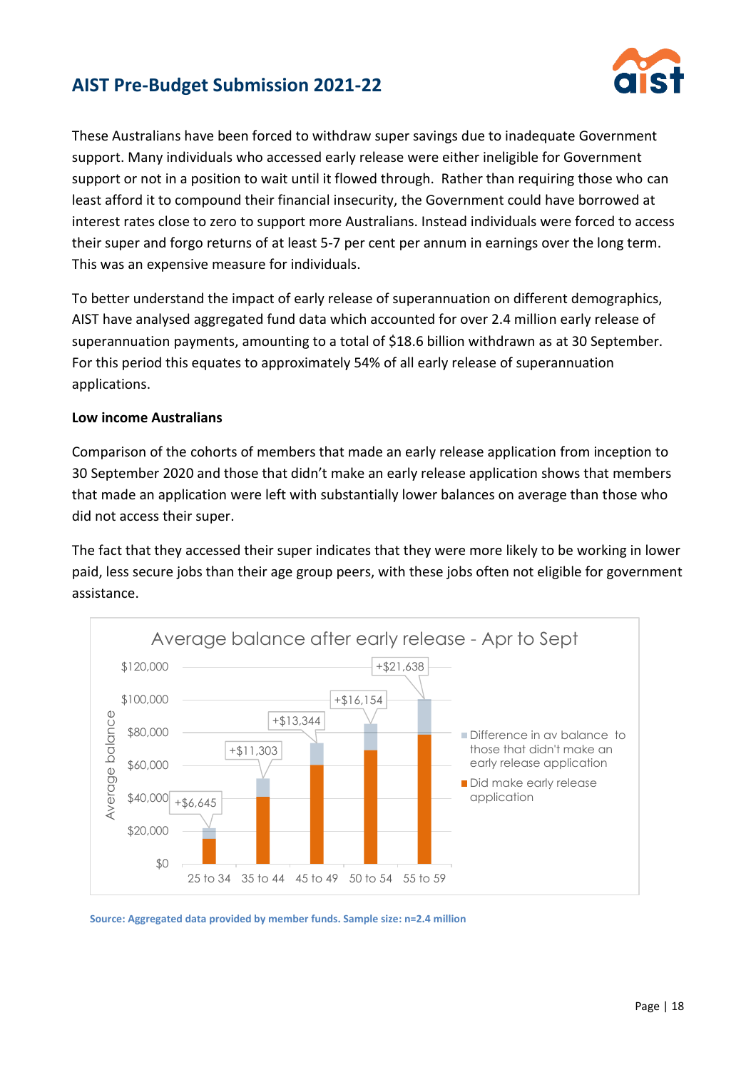These Australians have been forced to withdraw super savings due to inadequate Government support. Many individuals who accessed early release were either ineligible for Government support or not in a position to wait until it flowed through. Rather than requiring those who can least afford it to compound their financial insecurity, the Government could have borrowed at interest rates close to zero to support more Australians. Instead individuals were forced to access their super and forgo returns of at least 5-7 per cent per annum in earnings over the long term. This was an expensive measure for individuals.

To better understand the impact of early release of superannuation on different demographics, AIST have analysed aggregated fund data which accounted for over 2.4 million early release of superannuation payments, amounting to a total of $18.6 billion withdrawn as at 30 September. For this period this equates to approximately 54% of all early release of superannuation applications.

**Low income Australians**

Comparison of the cohorts of members that made an early release application from inception to 30 September 2020 and those that didn't make an early release application shows that members that made an application were left with substantially lower balances on average than those who did not access their super.

The fact that they accessed their super indicates that they were more likely to be working in lower paid, less secure jobs than their age group peers, with these jobs often not eligible for government assistance.

**Average balance after early release - Apr to Sept**

| Age group | Difference in av balance to those that didn't make an early release application |
|---|---|
| 25 to 34 | +$6,645 |
| 35 to 44 | +$11,303 |
| 45 to 49 | +$13,344 |
| 50 to 54 | +$16,154 |
| 55 to 59 | +$21,638 |

Source: Aggregated data provided by member funds. Sample size: n=2.4 million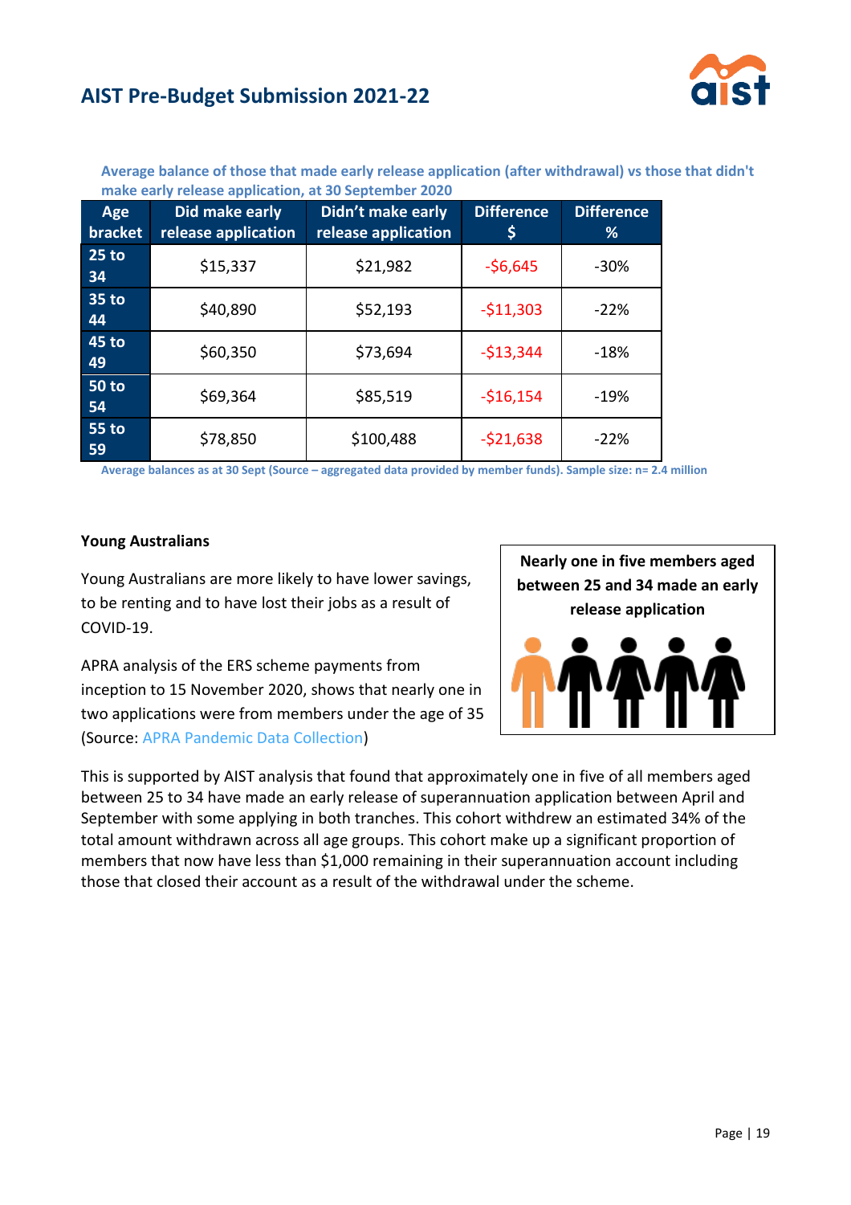Average balance of those that made early release application (after withdrawal) vs those that didn't make early release application, at 30 September 2020

| Age bracket | Did make early release application | Didn't make early release application | Difference $ | Difference % |
|---|---|---|---|---|
| 25 to 34 | $15,337 | $21,982 | -$6,645 | -30% |
| 35 to 44 | $40,890 | $52,193 | -$11,303 | -22% |
| 45 to 49 | $60,350 | $73,694 | -$13,344 | -18% |
| 50 to 54 | $69,364 | $85,519 | -$16,154 | -19% |
| 55 to 59 | $78,850 | $100,488 | -$21,638 | -22% |

Average balances as at 30 Sept (Source – aggregated data provided by member funds). Sample size: n= 2.4 million

**Young Australians**

Young Australians are more likely to have lower savings, to be renting and to have lost their jobs as a result of COVID-19.

APRA analysis of the ERS scheme payments from inception to 15 November 2020, shows that nearly one in two applications were from members under the age of 35 (Source: APRA Pandemic Data Collection)

**Nearly one in five members aged between 25 and 34 made an early release application**

This is supported by AIST analysis that found that approximately one in five of all members aged between 25 to 34 have made an early release of superannuation application between April and September with some applying in both tranches. This cohort withdrew an estimated 34% of the total amount withdrawn across all age groups. This cohort make up a significant proportion of members that now have less than $1,000 remaining in their superannuation account including those that closed their account as a result of the withdrawal under the scheme.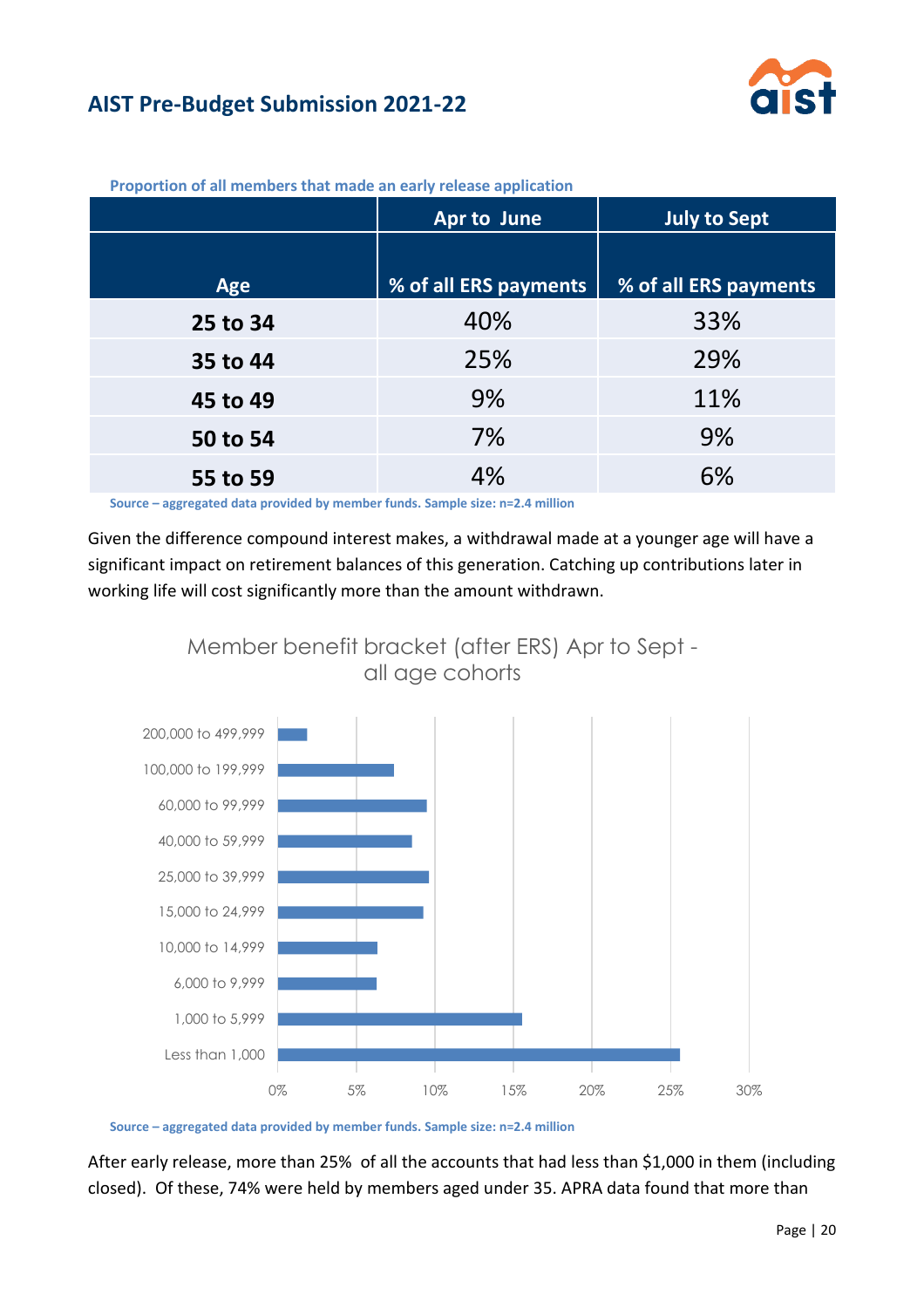**Proportion of all members that made an early release application**

| Age | Apr to June<br>% of all ERS payments | July to Sept<br>% of all ERS payments |
|---|---|---|
| **25 to 34** | 40% | 33% |
| **35 to 44** | 25% | 29% |
| **45 to 49** | 9% | 11% |
| **50 to 54** | 7% | 9% |
| **55 to 59** | 4% | 6% |

**Source – aggregated data provided by member funds. Sample size: n=2.4 million**

Given the difference compound interest makes, a withdrawal made at a younger age will have a significant impact on retirement balances of this generation. Catching up contributions later in working life will cost significantly more than the amount withdrawn.

Member benefit bracket (after ERS) Apr to Sept - all age cohorts

| Benefit bracket |
|---|
| 200,000 to 499,999 |
| 100,000 to 199,999 |
| 60,000 to 99,999 |
| 40,000 to 59,999 |
| 25,000 to 39,999 |
| 15,000 to 24,999 |
| 10,000 to 14,999 |
| 6,000 to 9,999 |
| 1,000 to 5,999 |
| Less than 1,000 |

0% 5% 10% 15% 20% 25% 30%

**Source – aggregated data provided by member funds. Sample size: n=2.4 million**

After early release, more than 25% of all the accounts that had less than $1,000 in them (including closed). Of these, 74% were held by members aged under 35. APRA data found that more than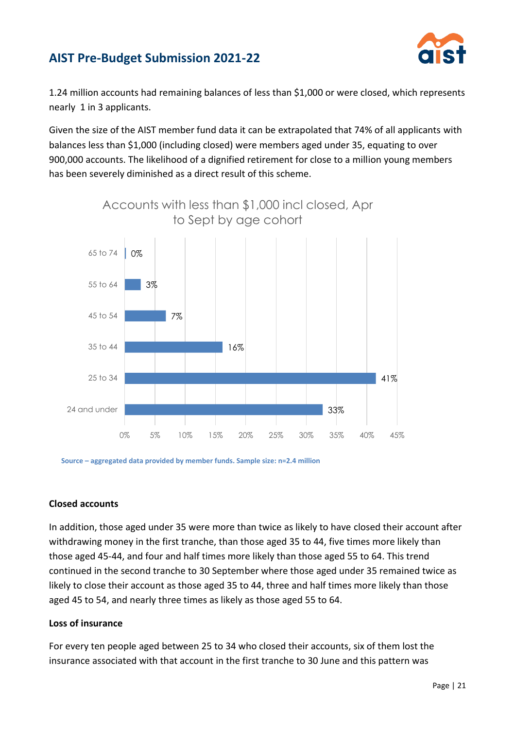1.24 million accounts had remaining balances of less than $1,000 or were closed, which represents nearly 1 in 3 applicants.

Given the size of the AIST member fund data it can be extrapolated that 74% of all applicants with balances less than $1,000 (including closed) were members aged under 35, equating to over 900,000 accounts. The likelihood of a dignified retirement for close to a million young members has been severely diminished as a direct result of this scheme.

**Accounts with less than $1,000 incl closed, Apr to Sept by age cohort**

| Age cohort | Share |
|---|---|
| 65 to 74 | 0% |
| 55 to 64 | 3% |
| 45 to 54 | 7% |
| 35 to 44 | 16% |
| 25 to 34 | 41% |
| 24 and under | 33% |

Source – aggregated data provided by member funds. Sample size: n=2.4 million

**Closed accounts**

In addition, those aged under 35 were more than twice as likely to have closed their account after withdrawing money in the first tranche, than those aged 35 to 44, five times more likely than those aged 45-44, and four and half times more likely than those aged 55 to 64. This trend continued in the second tranche to 30 September where those aged under 35 remained twice as likely to close their account as those aged 35 to 44, three and half times more likely than those aged 45 to 54, and nearly three times as likely as those aged 55 to 64.

**Loss of insurance**

For every ten people aged between 25 to 34 who closed their accounts, six of them lost the insurance associated with that account in the first tranche to 30 June and this pattern was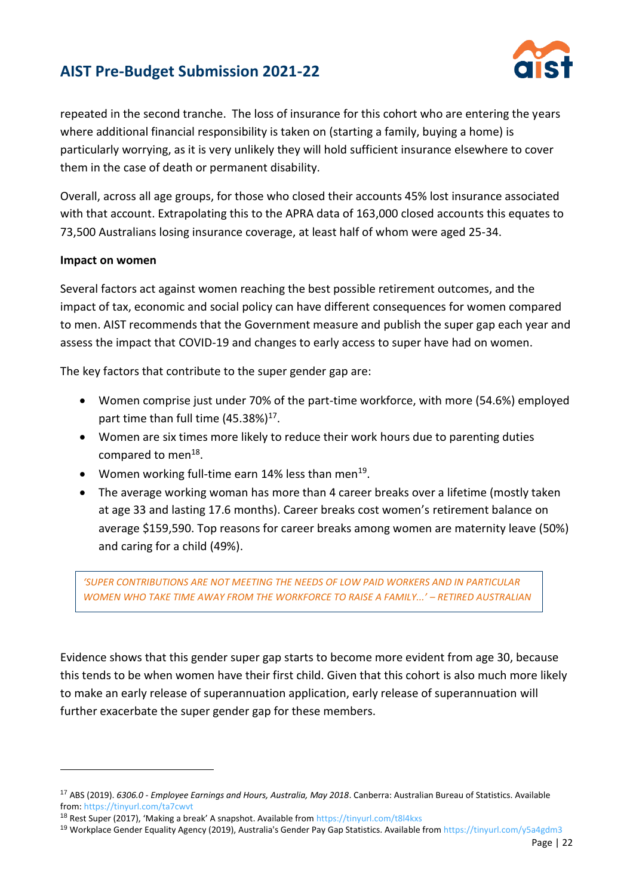repeated in the second tranche. The loss of insurance for this cohort who are entering the years where additional financial responsibility is taken on (starting a family, buying a home) is particularly worrying, as it is very unlikely they will hold sufficient insurance elsewhere to cover them in the case of death or permanent disability.

Overall, across all age groups, for those who closed their accounts 45% lost insurance associated with that account. Extrapolating this to the APRA data of 163,000 closed accounts this equates to 73,500 Australians losing insurance coverage, at least half of whom were aged 25-34.

**Impact on women**

Several factors act against women reaching the best possible retirement outcomes, and the impact of tax, economic and social policy can have different consequences for women compared to men. AIST recommends that the Government measure and publish the super gap each year and assess the impact that COVID-19 and changes to early access to super have had on women.

The key factors that contribute to the super gender gap are:

- Women comprise just under 70% of the part-time workforce, with more (54.6%) employed part time than full time (45.38%)[17].
- Women are six times more likely to reduce their work hours due to parenting duties compared to men[18].
- Women working full-time earn 14% less than men[19].
- The average working woman has more than 4 career breaks over a lifetime (mostly taken at age 33 and lasting 17.6 months). Career breaks cost women's retirement balance on average $159,590. Top reasons for career breaks among women are maternity leave (50%) and caring for a child (49%).

> *'SUPER CONTRIBUTIONS ARE NOT MEETING THE NEEDS OF LOW PAID WORKERS AND IN PARTICULAR WOMEN WHO TAKE TIME AWAY FROM THE WORKFORCE TO RAISE A FAMILY...' – RETIRED AUSTRALIAN*

Evidence shows that this gender super gap starts to become more evident from age 30, because this tends to be when women have their first child. Given that this cohort is also much more likely to make an early release of superannuation application, early release of superannuation will further exacerbate the super gender gap for these members.

---

[17] ABS (2019). *6306.0 - Employee Earnings and Hours, Australia, May 2018*. Canberra: Australian Bureau of Statistics. Available from: https://tinyurl.com/ta7cwvt

[18] Rest Super (2017), 'Making a break' A snapshot. Available from https://tinyurl.com/t8l4kxs

[19] Workplace Gender Equality Agency (2019), Australia's Gender Pay Gap Statistics. Available from https://tinyurl.com/y5a4gdm3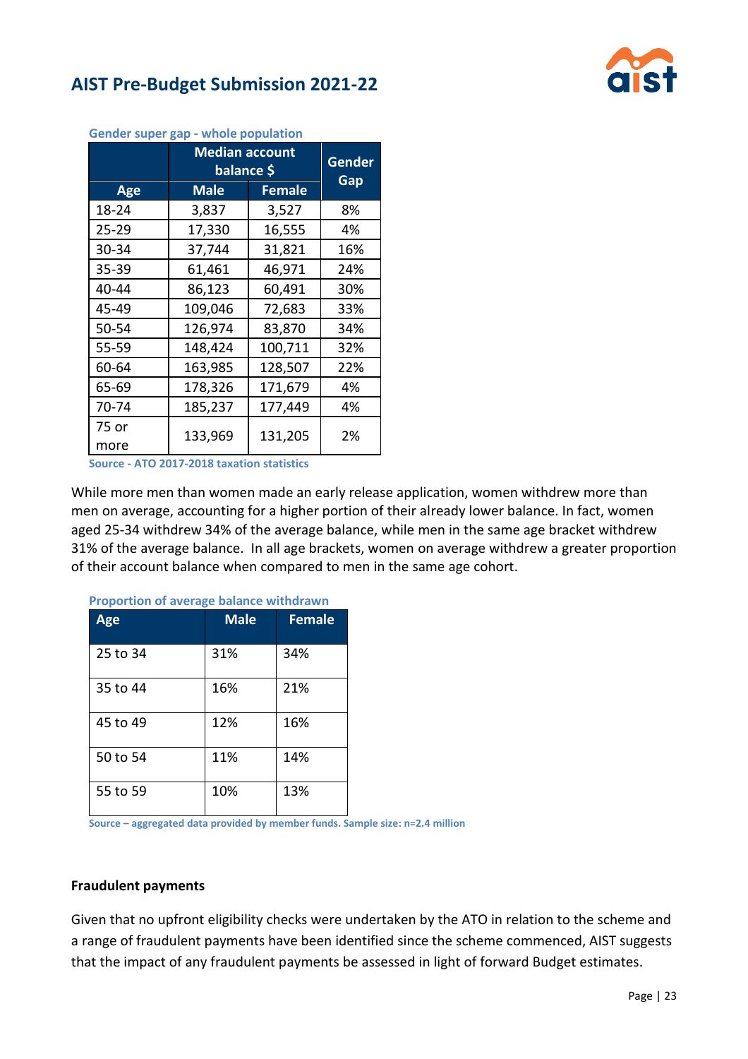**Gender super gap - whole population**

| Age | Median account balance $ | | Gender Gap |
|---|---|---|---|
| | Male | Female | |
| 18-24 | 3,837 | 3,527 | 8% |
| 25-29 | 17,330 | 16,555 | 4% |
| 30-34 | 37,744 | 31,821 | 16% |
| 35-39 | 61,461 | 46,971 | 24% |
| 40-44 | 86,123 | 60,491 | 30% |
| 45-49 | 109,046 | 72,683 | 33% |
| 50-54 | 126,974 | 83,870 | 34% |
| 55-59 | 148,424 | 100,711 | 32% |
| 60-64 | 163,985 | 128,507 | 22% |
| 65-69 | 178,326 | 171,679 | 4% |
| 70-74 | 185,237 | 177,449 | 4% |
| 75 or more | 133,969 | 131,205 | 2% |

**Source - ATO 2017-2018 taxation statistics**

While more men than women made an early release application, women withdrew more than men on average, accounting for a higher portion of their already lower balance. In fact, women aged 25-34 withdrew 34% of the average balance, while men in the same age bracket withdrew 31% of the average balance. In all age brackets, women on average withdrew a greater proportion of their account balance when compared to men in the same age cohort.

**Proportion of average balance withdrawn**

| Age | Male | Female |
|---|---|---|
| 25 to 34 | 31% | 34% |
| 35 to 44 | 16% | 21% |
| 45 to 49 | 12% | 16% |
| 50 to 54 | 11% | 14% |
| 55 to 59 | 10% | 13% |

**Source – aggregated data provided by member funds. Sample size: n=2.4 million**

**Fraudulent payments**

Given that no upfront eligibility checks were undertaken by the ATO in relation to the scheme and a range of fraudulent payments have been identified since the scheme commenced, AIST suggests that the impact of any fraudulent payments be assessed in light of forward Budget estimates.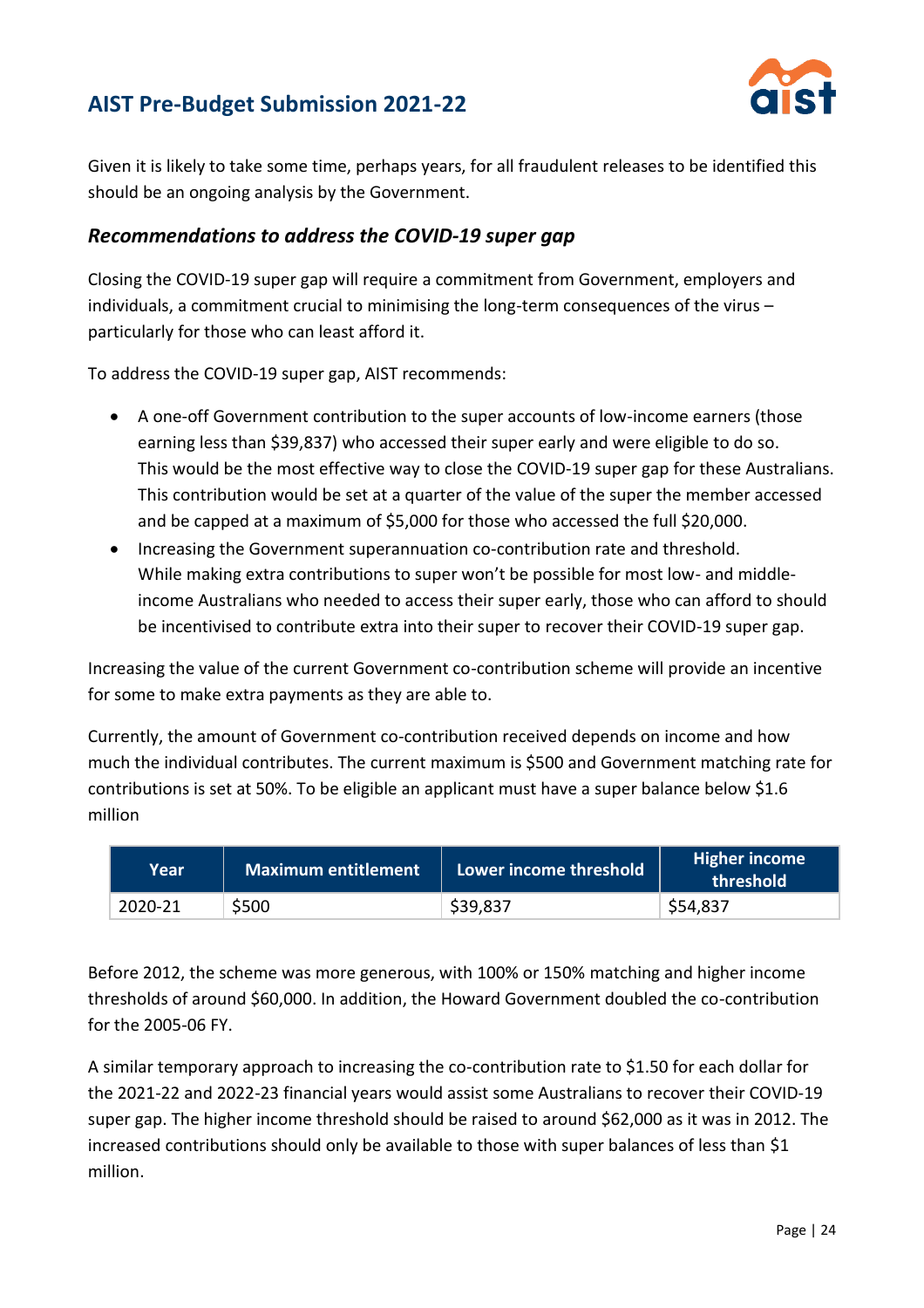Given it is likely to take some time, perhaps years, for all fraudulent releases to be identified this should be an ongoing analysis by the Government.

### *Recommendations to address the COVID-19 super gap*

Closing the COVID-19 super gap will require a commitment from Government, employers and individuals, a commitment crucial to minimising the long-term consequences of the virus – particularly for those who can least afford it.

To address the COVID-19 super gap, AIST recommends:

- A one-off Government contribution to the super accounts of low-income earners (those earning less than $39,837) who accessed their super early and were eligible to do so. This would be the most effective way to close the COVID-19 super gap for these Australians. This contribution would be set at a quarter of the value of the super the member accessed and be capped at a maximum of $5,000 for those who accessed the full $20,000.
- Increasing the Government superannuation co-contribution rate and threshold. While making extra contributions to super won't be possible for most low- and middle-income Australians who needed to access their super early, those who can afford to should be incentivised to contribute extra into their super to recover their COVID-19 super gap.

Increasing the value of the current Government co-contribution scheme will provide an incentive for some to make extra payments as they are able to.

Currently, the amount of Government co-contribution received depends on income and how much the individual contributes. The current maximum is $500 and Government matching rate for contributions is set at 50%. To be eligible an applicant must have a super balance below $1.6 million

| Year | Maximum entitlement | Lower income threshold | Higher income threshold |
|---|---|---|---|
| 2020-21 | $500 | $39,837 | $54,837 |

Before 2012, the scheme was more generous, with 100% or 150% matching and higher income thresholds of around $60,000. In addition, the Howard Government doubled the co-contribution for the 2005-06 FY.

A similar temporary approach to increasing the co-contribution rate to $1.50 for each dollar for the 2021-22 and 2022-23 financial years would assist some Australians to recover their COVID-19 super gap. The higher income threshold should be raised to around $62,000 as it was in 2012. The increased contributions should only be available to those with super balances of less than $1 million.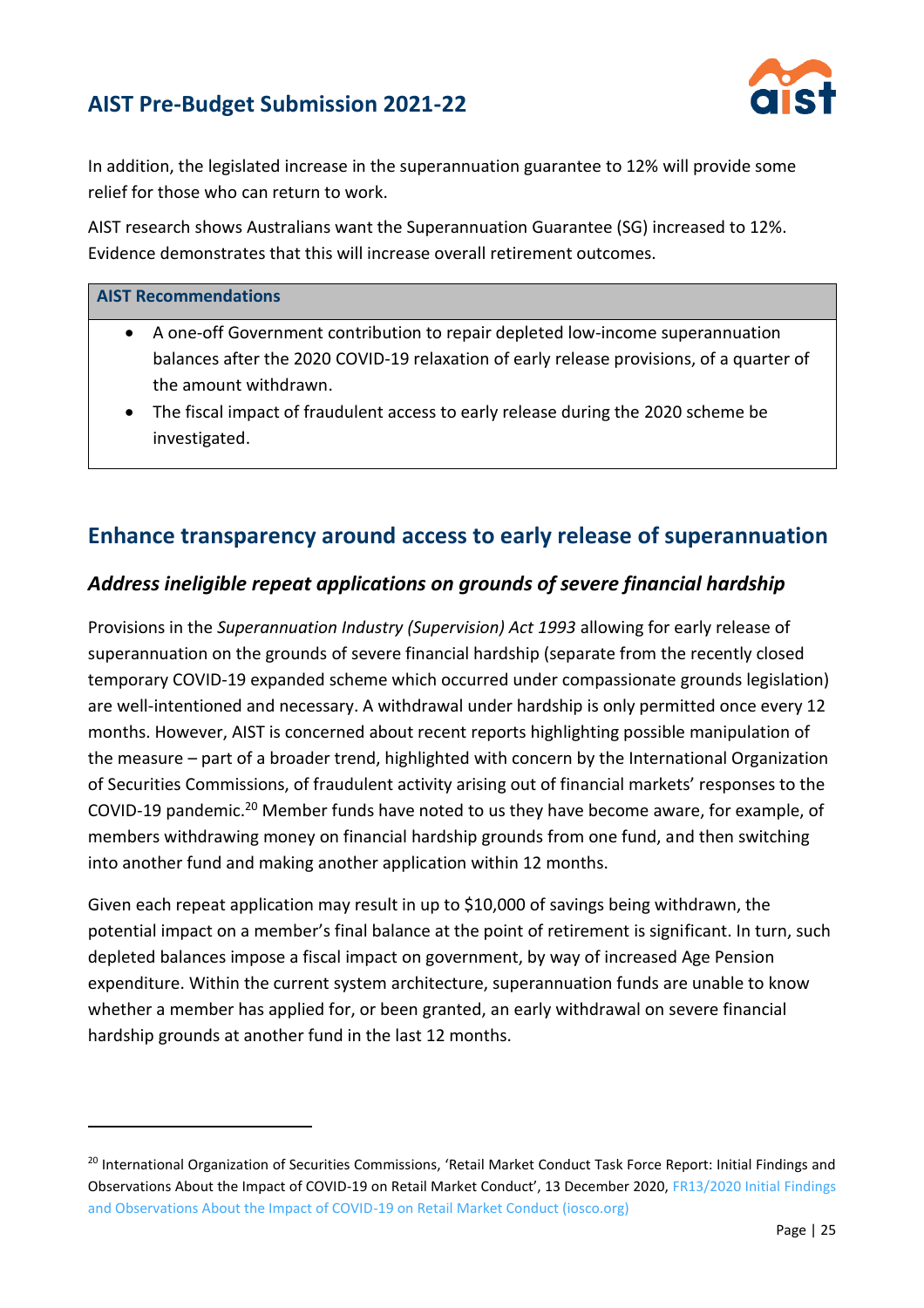In addition, the legislated increase in the superannuation guarantee to 12% will provide some relief for those who can return to work.

AIST research shows Australians want the Superannuation Guarantee (SG) increased to 12%. Evidence demonstrates that this will increase overall retirement outcomes.

| **AIST Recommendations** |
| --- |
| • A one-off Government contribution to repair depleted low-income superannuation balances after the 2020 COVID-19 relaxation of early release provisions, of a quarter of the amount withdrawn.<br>• The fiscal impact of fraudulent access to early release during the 2020 scheme be investigated. |

## Enhance transparency around access to early release of superannuation

### *Address ineligible repeat applications on grounds of severe financial hardship*

Provisions in the *Superannuation Industry (Supervision) Act 1993* allowing for early release of superannuation on the grounds of severe financial hardship (separate from the recently closed temporary COVID-19 expanded scheme which occurred under compassionate grounds legislation) are well-intentioned and necessary. A withdrawal under hardship is only permitted once every 12 months. However, AIST is concerned about recent reports highlighting possible manipulation of the measure – part of a broader trend, highlighted with concern by the International Organization of Securities Commissions, of fraudulent activity arising out of financial markets' responses to the COVID-19 pandemic.[20] Member funds have noted to us they have become aware, for example, of members withdrawing money on financial hardship grounds from one fund, and then switching into another fund and making another application within 12 months.

Given each repeat application may result in up to $10,000 of savings being withdrawn, the potential impact on a member's final balance at the point of retirement is significant. In turn, such depleted balances impose a fiscal impact on government, by way of increased Age Pension expenditure. Within the current system architecture, superannuation funds are unable to know whether a member has applied for, or been granted, an early withdrawal on severe financial hardship grounds at another fund in the last 12 months.

---

[20] International Organization of Securities Commissions, 'Retail Market Conduct Task Force Report: Initial Findings and Observations About the Impact of COVID-19 on Retail Market Conduct', 13 December 2020, FR13/2020 Initial Findings and Observations About the Impact of COVID-19 on Retail Market Conduct (iosco.org)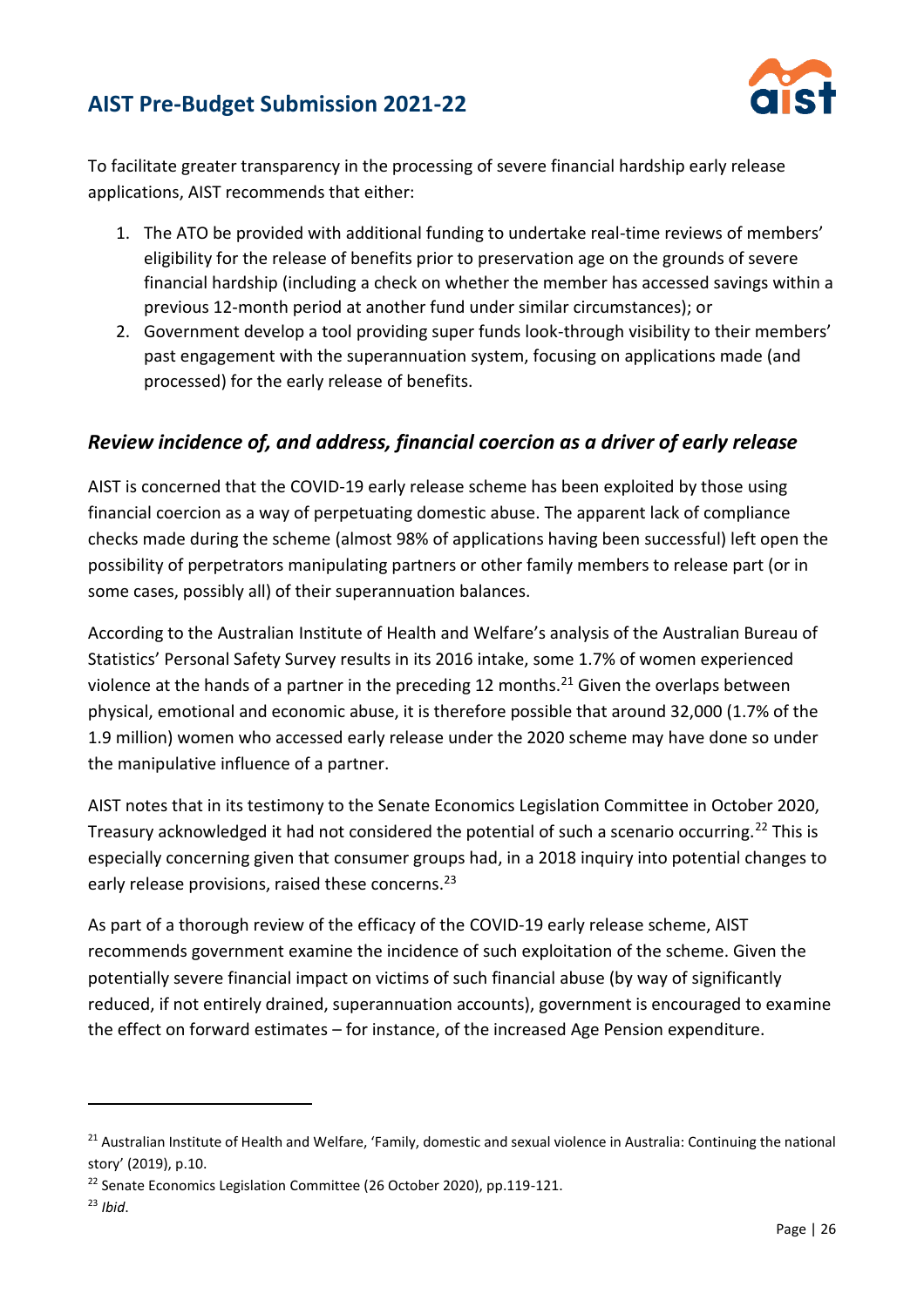To facilitate greater transparency in the processing of severe financial hardship early release applications, AIST recommends that either:

1. The ATO be provided with additional funding to undertake real-time reviews of members' eligibility for the release of benefits prior to preservation age on the grounds of severe financial hardship (including a check on whether the member has accessed savings within a previous 12-month period at another fund under similar circumstances); or
2. Government develop a tool providing super funds look-through visibility to their members' past engagement with the superannuation system, focusing on applications made (and processed) for the early release of benefits.

## *Review incidence of, and address, financial coercion as a driver of early release*

AIST is concerned that the COVID-19 early release scheme has been exploited by those using financial coercion as a way of perpetuating domestic abuse. The apparent lack of compliance checks made during the scheme (almost 98% of applications having been successful) left open the possibility of perpetrators manipulating partners or other family members to release part (or in some cases, possibly all) of their superannuation balances.

According to the Australian Institute of Health and Welfare's analysis of the Australian Bureau of Statistics' Personal Safety Survey results in its 2016 intake, some 1.7% of women experienced violence at the hands of a partner in the preceding 12 months.[21] Given the overlaps between physical, emotional and economic abuse, it is therefore possible that around 32,000 (1.7% of the 1.9 million) women who accessed early release under the 2020 scheme may have done so under the manipulative influence of a partner.

AIST notes that in its testimony to the Senate Economics Legislation Committee in October 2020, Treasury acknowledged it had not considered the potential of such a scenario occurring.[22] This is especially concerning given that consumer groups had, in a 2018 inquiry into potential changes to early release provisions, raised these concerns.[23]

As part of a thorough review of the efficacy of the COVID-19 early release scheme, AIST recommends government examine the incidence of such exploitation of the scheme. Given the potentially severe financial impact on victims of such financial abuse (by way of significantly reduced, if not entirely drained, superannuation accounts), government is encouraged to examine the effect on forward estimates – for instance, of the increased Age Pension expenditure.

---

[21] Australian Institute of Health and Welfare, 'Family, domestic and sexual violence in Australia: Continuing the national story' (2019), p.10.

[22] Senate Economics Legislation Committee (26 October 2020), pp.119-121.

[23] *Ibid*.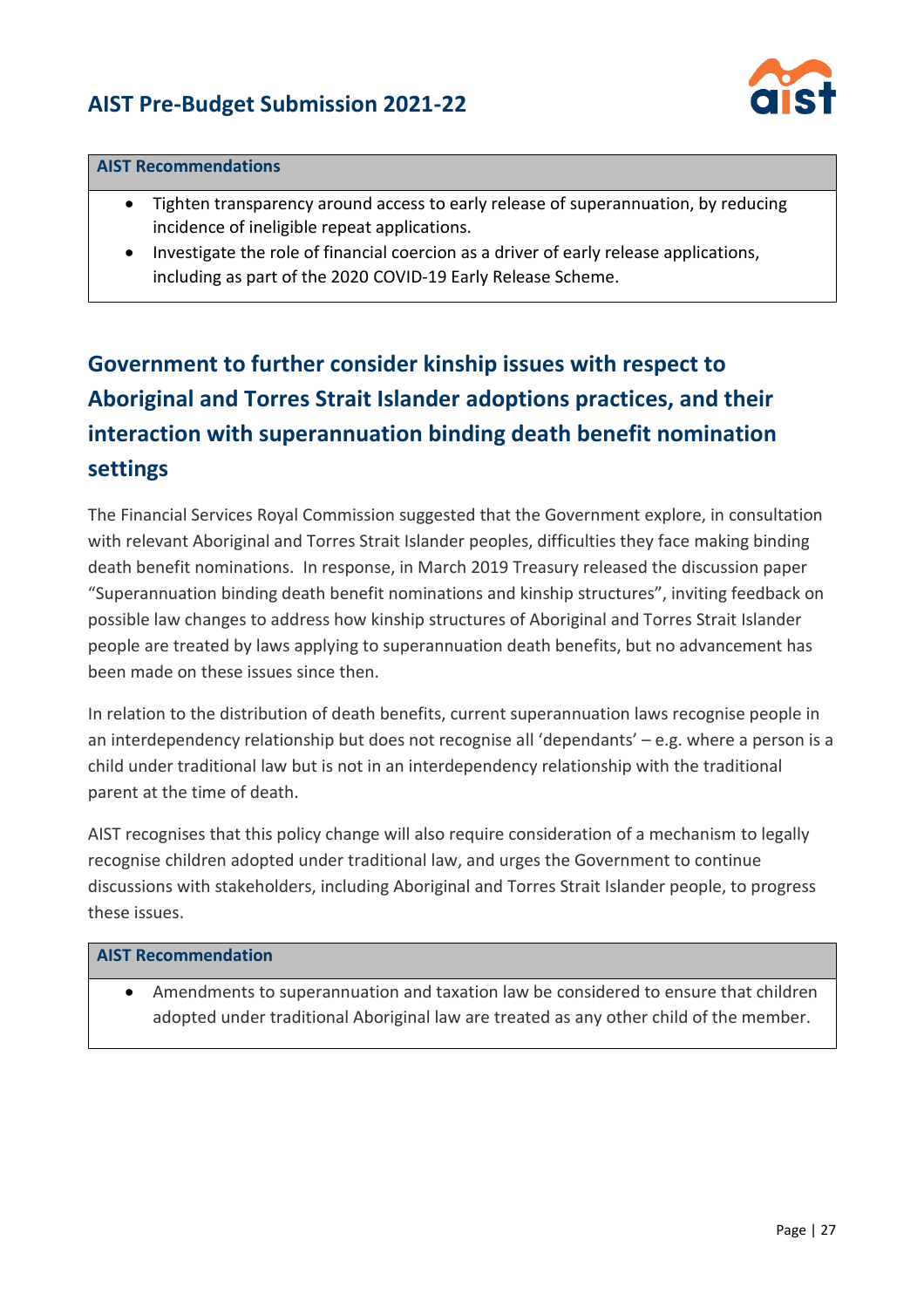| AIST Recommendations |
| --- |
| • Tighten transparency around access to early release of superannuation, by reducing incidence of ineligible repeat applications.<br>• Investigate the role of financial coercion as a driver of early release applications, including as part of the 2020 COVID-19 Early Release Scheme. |

## Government to further consider kinship issues with respect to Aboriginal and Torres Strait Islander adoptions practices, and their interaction with superannuation binding death benefit nomination settings

The Financial Services Royal Commission suggested that the Government explore, in consultation with relevant Aboriginal and Torres Strait Islander peoples, difficulties they face making binding death benefit nominations. In response, in March 2019 Treasury released the discussion paper "Superannuation binding death benefit nominations and kinship structures", inviting feedback on possible law changes to address how kinship structures of Aboriginal and Torres Strait Islander people are treated by laws applying to superannuation death benefits, but no advancement has been made on these issues since then.

In relation to the distribution of death benefits, current superannuation laws recognise people in an interdependency relationship but does not recognise all 'dependants' – e.g. where a person is a child under traditional law but is not in an interdependency relationship with the traditional parent at the time of death.

AIST recognises that this policy change will also require consideration of a mechanism to legally recognise children adopted under traditional law, and urges the Government to continue discussions with stakeholders, including Aboriginal and Torres Strait Islander people, to progress these issues.

| AIST Recommendation |
| --- |
| • Amendments to superannuation and taxation law be considered to ensure that children adopted under traditional Aboriginal law are treated as any other child of the member. |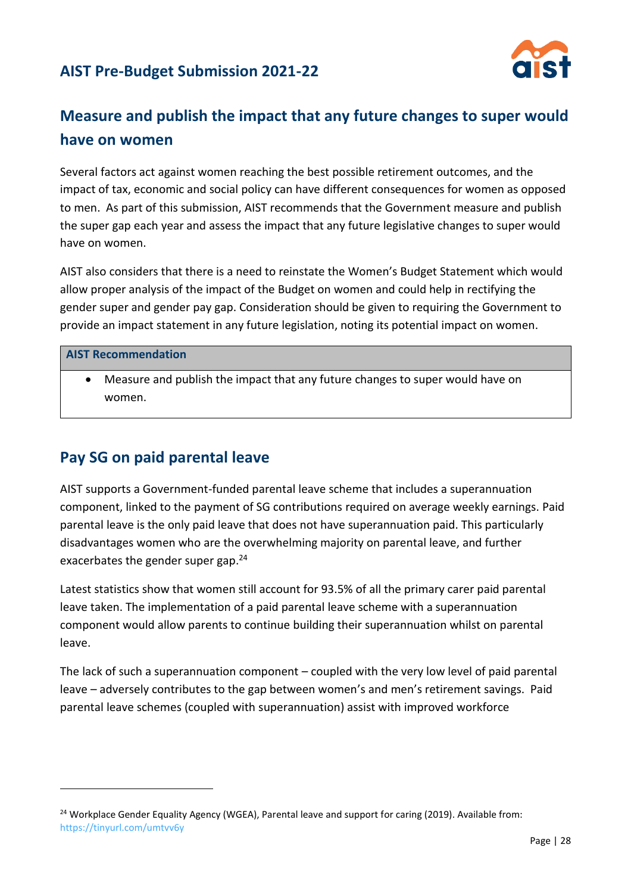## Measure and publish the impact that any future changes to super would have on women

Several factors act against women reaching the best possible retirement outcomes, and the impact of tax, economic and social policy can have different consequences for women as opposed to men. As part of this submission, AIST recommends that the Government measure and publish the super gap each year and assess the impact that any future legislative changes to super would have on women.

AIST also considers that there is a need to reinstate the Women's Budget Statement which would allow proper analysis of the impact of the Budget on women and could help in rectifying the gender super and gender pay gap. Consideration should be given to requiring the Government to provide an impact statement in any future legislation, noting its potential impact on women.

| **AIST Recommendation** |
| --- |
| • Measure and publish the impact that any future changes to super would have on women. |

## Pay SG on paid parental leave

AIST supports a Government-funded parental leave scheme that includes a superannuation component, linked to the payment of SG contributions required on average weekly earnings. Paid parental leave is the only paid leave that does not have superannuation paid. This particularly disadvantages women who are the overwhelming majority on parental leave, and further exacerbates the gender super gap.[24]

Latest statistics show that women still account for 93.5% of all the primary carer paid parental leave taken. The implementation of a paid parental leave scheme with a superannuation component would allow parents to continue building their superannuation whilst on parental leave.

The lack of such a superannuation component – coupled with the very low level of paid parental leave – adversely contributes to the gap between women's and men's retirement savings. Paid parental leave schemes (coupled with superannuation) assist with improved workforce

---

[24] Workplace Gender Equality Agency (WGEA), Parental leave and support for caring (2019). Available from: https://tinyurl.com/umtvv6y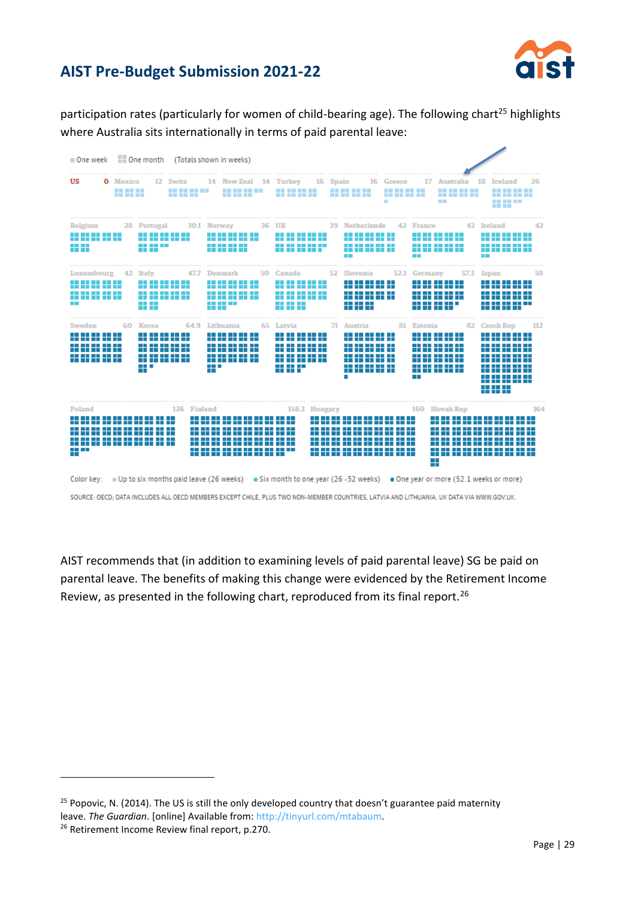participation rates (particularly for women of child-bearing age). The following chart[25] highlights where Australia sits internationally in terms of paid parental leave:

One week | One month (Totals shown in weeks)

| Country | Weeks |
|---|---|
| US | 0 |
| Mexico | 12 |
| Switz | 14 |
| New Zeal | 14 |
| Turkey | 16 |
| Spain | 16 |
| Greece | 17 |
| Australia | 18 |
| Iceland | 26 |
| Belgium | 28 |
| Portugal | 30.1 |
| Norway | 36 |
| UK | 39 |
| Netherlands | 42 |
| France | 42 |
| Ireland | 42 |
| Luxembourg | 42 |
| Italy | 47.7 |
| Denmark | 50 |
| Canada | 52 |
| Slovenia | 52.1 |
| Germany | 57.3 |
| Japan | 58 |
| Sweden | 60 |
| Korea | 64.9 |
| Lithuania | 65 |
| Latvia | 71 |
| Austria | 81 |
| Estonia | 82 |
| Czech Rep | 112 |
| Poland | 126 |
| Finland | 158.3 |
| Hungary | 160 |
| Slovak Rep | 164 |

Color key: Up to six months paid leave (26 weeks) | Six month to one year (26 -52 weeks) | One year or more (52.1 weeks or more)

SOURCE: OECD; DATA INCLUDES ALL OECD MEMBERS EXCEPT CHILE, PLUS TWO NON-MEMBER COUNTRIES, LATVIA AND LITHUANIA. UK DATA VIA WWW.GOV.UK.

AIST recommends that (in addition to examining levels of paid parental leave) SG be paid on parental leave. The benefits of making this change were evidenced by the Retirement Income Review, as presented in the following chart, reproduced from its final report.[26]

---

[25] Popovic, N. (2014). The US is still the only developed country that doesn't guarantee paid maternity leave. *The Guardian*. [online] Available from: http://tinyurl.com/mtabaum.

[26] Retirement Income Review final report, p.270.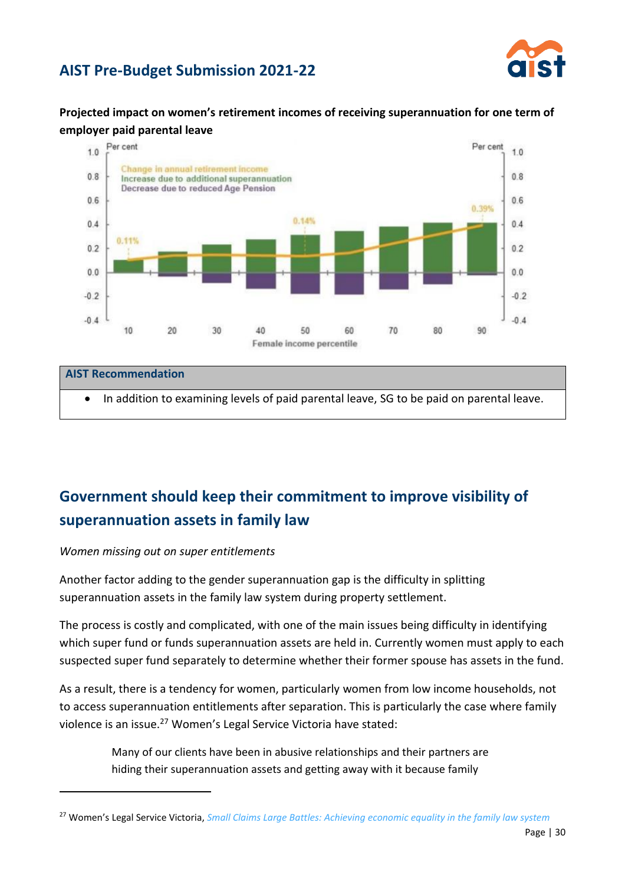**Projected impact on women's retirement incomes of receiving superannuation for one term of employer paid parental leave**

| AIST Recommendation |
|---|
| • In addition to examining levels of paid parental leave, SG to be paid on parental leave. |

## Government should keep their commitment to improve visibility of superannuation assets in family law

*Women missing out on super entitlements*

Another factor adding to the gender superannuation gap is the difficulty in splitting superannuation assets in the family law system during property settlement.

The process is costly and complicated, with one of the main issues being difficulty in identifying which super fund or funds superannuation assets are held in. Currently women must apply to each suspected super fund separately to determine whether their former spouse has assets in the fund.

As a result, there is a tendency for women, particularly women from low income households, not to access superannuation entitlements after separation. This is particularly the case where family violence is an issue.[27] Women's Legal Service Victoria have stated:

> Many of our clients have been in abusive relationships and their partners are hiding their superannuation assets and getting away with it because family

[27] Women's Legal Service Victoria, *Small Claims Large Battles: Achieving economic equality in the family law system*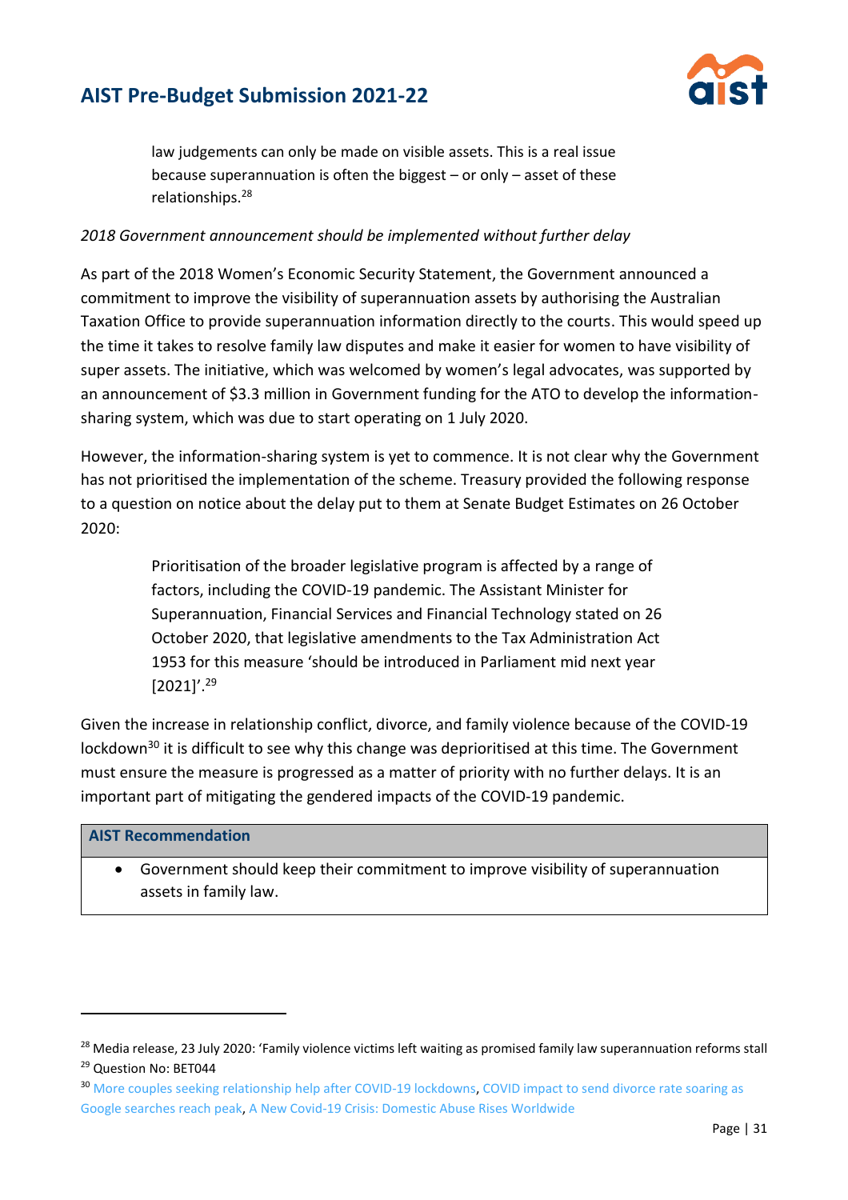> law judgements can only be made on visible assets. This is a real issue because superannuation is often the biggest – or only – asset of these relationships.[28]

*2018 Government announcement should be implemented without further delay*

As part of the 2018 Women's Economic Security Statement, the Government announced a commitment to improve the visibility of superannuation assets by authorising the Australian Taxation Office to provide superannuation information directly to the courts. This would speed up the time it takes to resolve family law disputes and make it easier for women to have visibility of super assets. The initiative, which was welcomed by women's legal advocates, was supported by an announcement of $3.3 million in Government funding for the ATO to develop the information-sharing system, which was due to start operating on 1 July 2020.

However, the information-sharing system is yet to commence. It is not clear why the Government has not prioritised the implementation of the scheme. Treasury provided the following response to a question on notice about the delay put to them at Senate Budget Estimates on 26 October 2020:

> Prioritisation of the broader legislative program is affected by a range of factors, including the COVID-19 pandemic. The Assistant Minister for Superannuation, Financial Services and Financial Technology stated on 26 October 2020, that legislative amendments to the Tax Administration Act 1953 for this measure 'should be introduced in Parliament mid next year [2021]'.[29]

Given the increase in relationship conflict, divorce, and family violence because of the COVID-19 lockdown[30] it is difficult to see why this change was deprioritised at this time. The Government must ensure the measure is progressed as a matter of priority with no further delays. It is an important part of mitigating the gendered impacts of the COVID-19 pandemic.

| **AIST Recommendation** |
| --- |
| • Government should keep their commitment to improve visibility of superannuation assets in family law. |

---

[28] Media release, 23 July 2020: 'Family violence victims left waiting as promised family law superannuation reforms stall

[29] Question No: BET044

[30] More couples seeking relationship help after COVID-19 lockdowns, COVID impact to send divorce rate soaring as Google searches reach peak, A New Covid-19 Crisis: Domestic Abuse Rises Worldwide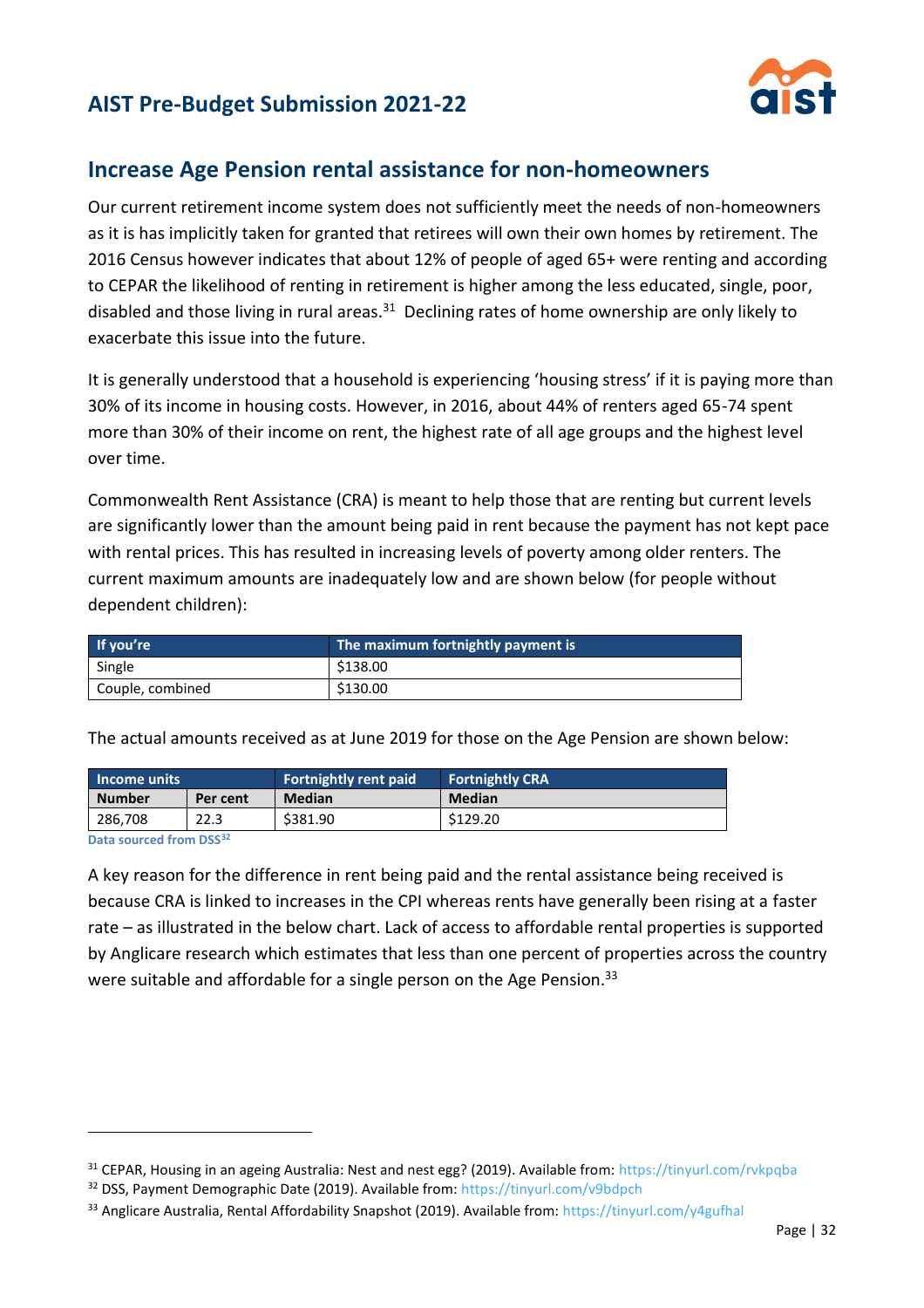## Increase Age Pension rental assistance for non-homeowners

Our current retirement income system does not sufficiently meet the needs of non-homeowners as it is has implicitly taken for granted that retirees will own their own homes by retirement. The 2016 Census however indicates that about 12% of people of aged 65+ were renting and according to CEPAR the likelihood of renting in retirement is higher among the less educated, single, poor, disabled and those living in rural areas.[31] Declining rates of home ownership are only likely to exacerbate this issue into the future.

It is generally understood that a household is experiencing 'housing stress' if it is paying more than 30% of its income in housing costs. However, in 2016, about 44% of renters aged 65-74 spent more than 30% of their income on rent, the highest rate of all age groups and the highest level over time.

Commonwealth Rent Assistance (CRA) is meant to help those that are renting but current levels are significantly lower than the amount being paid in rent because the payment has not kept pace with rental prices. This has resulted in increasing levels of poverty among older renters. The current maximum amounts are inadequately low and are shown below (for people without dependent children):

| If you're | The maximum fortnightly payment is |
|---|---|
| Single | $138.00 |
| Couple, combined | $130.00 |

The actual amounts received as at June 2019 for those on the Age Pension are shown below:

| Income units | | Fortnightly rent paid | Fortnightly CRA |
|---|---|---|---|
| Number | Per cent | Median | Median |
| 286,708 | 22.3 | $381.90 | $129.20 |

Data sourced from DSS[32]

A key reason for the difference in rent being paid and the rental assistance being received is because CRA is linked to increases in the CPI whereas rents have generally been rising at a faster rate – as illustrated in the below chart. Lack of access to affordable rental properties is supported by Anglicare research which estimates that less than one percent of properties across the country were suitable and affordable for a single person on the Age Pension.[33]

---

[31] CEPAR, Housing in an ageing Australia: Nest and nest egg? (2019). Available from: https://tinyurl.com/rvkpqba

[32] DSS, Payment Demographic Date (2019). Available from: https://tinyurl.com/v9bdpch

[33] Anglicare Australia, Rental Affordability Snapshot (2019). Available from: https://tinyurl.com/y4gufhal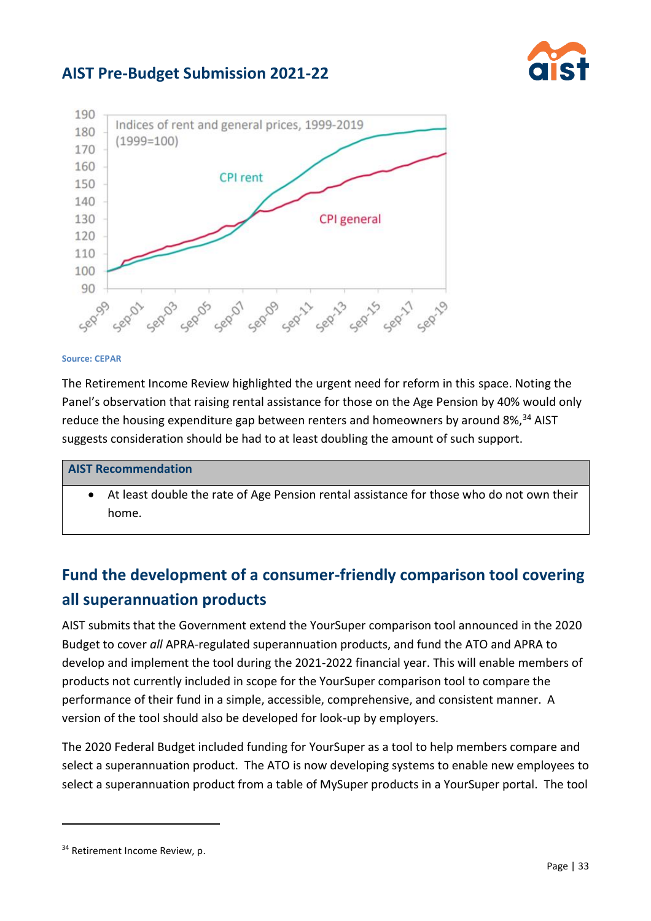Indices of rent and general prices, 1999-2019 (1999=100)

Source: CEPAR

The Retirement Income Review highlighted the urgent need for reform in this space. Noting the Panel's observation that raising rental assistance for those on the Age Pension by 40% would only reduce the housing expenditure gap between renters and homeowners by around 8%,[34] AIST suggests consideration should be had to at least doubling the amount of such support.

| AIST Recommendation |
| --- |
| • At least double the rate of Age Pension rental assistance for those who do not own their home. |

## Fund the development of a consumer-friendly comparison tool covering all superannuation products

AIST submits that the Government extend the YourSuper comparison tool announced in the 2020 Budget to cover *all* APRA-regulated superannuation products, and fund the ATO and APRA to develop and implement the tool during the 2021-2022 financial year. This will enable members of products not currently included in scope for the YourSuper comparison tool to compare the performance of their fund in a simple, accessible, comprehensive, and consistent manner. A version of the tool should also be developed for look-up by employers.

The 2020 Federal Budget included funding for YourSuper as a tool to help members compare and select a superannuation product. The ATO is now developing systems to enable new employees to select a superannuation product from a table of MySuper products in a YourSuper portal. The tool

[34] Retirement Income Review, p.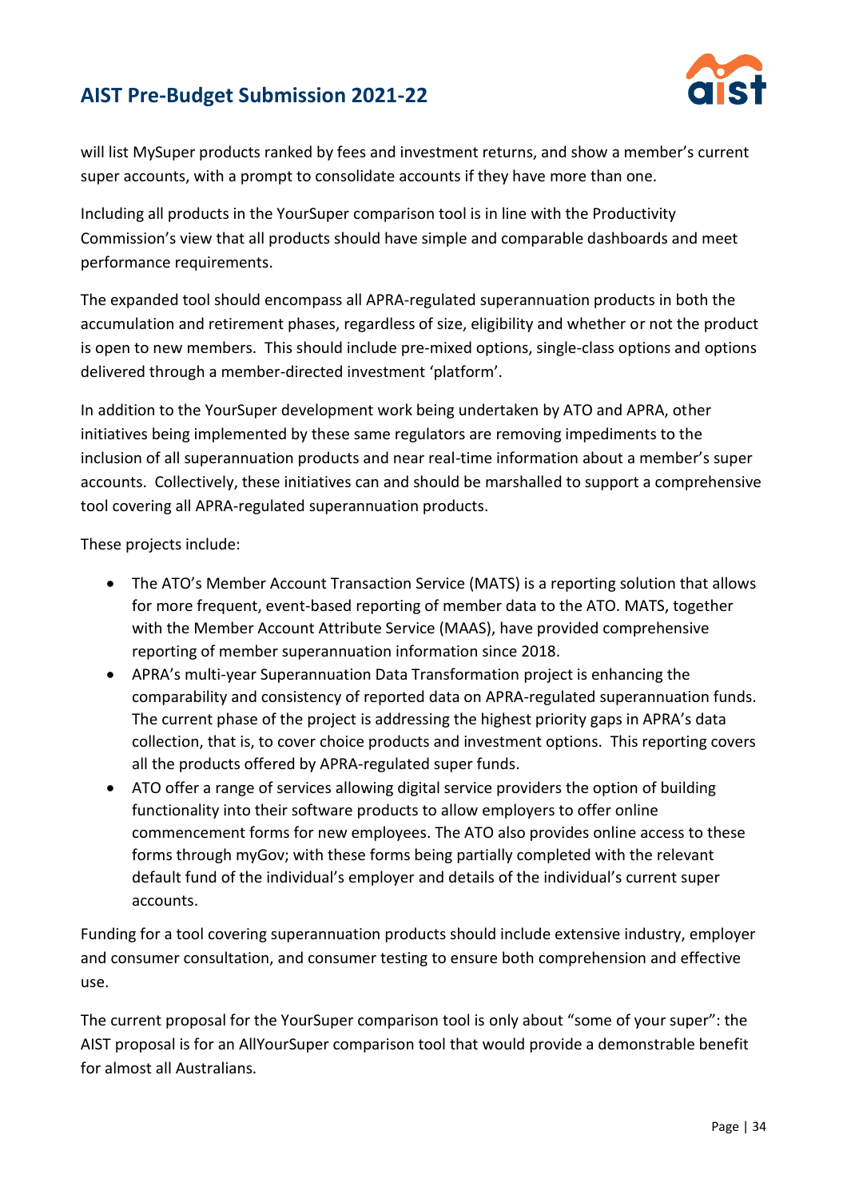will list MySuper products ranked by fees and investment returns, and show a member's current super accounts, with a prompt to consolidate accounts if they have more than one.

Including all products in the YourSuper comparison tool is in line with the Productivity Commission's view that all products should have simple and comparable dashboards and meet performance requirements.

The expanded tool should encompass all APRA-regulated superannuation products in both the accumulation and retirement phases, regardless of size, eligibility and whether or not the product is open to new members. This should include pre-mixed options, single-class options and options delivered through a member-directed investment 'platform'.

In addition to the YourSuper development work being undertaken by ATO and APRA, other initiatives being implemented by these same regulators are removing impediments to the inclusion of all superannuation products and near real-time information about a member's super accounts. Collectively, these initiatives can and should be marshalled to support a comprehensive tool covering all APRA-regulated superannuation products.

These projects include:

- The ATO's Member Account Transaction Service (MATS) is a reporting solution that allows for more frequent, event-based reporting of member data to the ATO. MATS, together with the Member Account Attribute Service (MAAS), have provided comprehensive reporting of member superannuation information since 2018.
- APRA's multi-year Superannuation Data Transformation project is enhancing the comparability and consistency of reported data on APRA-regulated superannuation funds. The current phase of the project is addressing the highest priority gaps in APRA's data collection, that is, to cover choice products and investment options. This reporting covers all the products offered by APRA-regulated super funds.
- ATO offer a range of services allowing digital service providers the option of building functionality into their software products to allow employers to offer online commencement forms for new employees. The ATO also provides online access to these forms through myGov; with these forms being partially completed with the relevant default fund of the individual's employer and details of the individual's current super accounts.

Funding for a tool covering superannuation products should include extensive industry, employer and consumer consultation, and consumer testing to ensure both comprehension and effective use.

The current proposal for the YourSuper comparison tool is only about "some of your super": the AIST proposal is for an AllYourSuper comparison tool that would provide a demonstrable benefit for almost all Australians.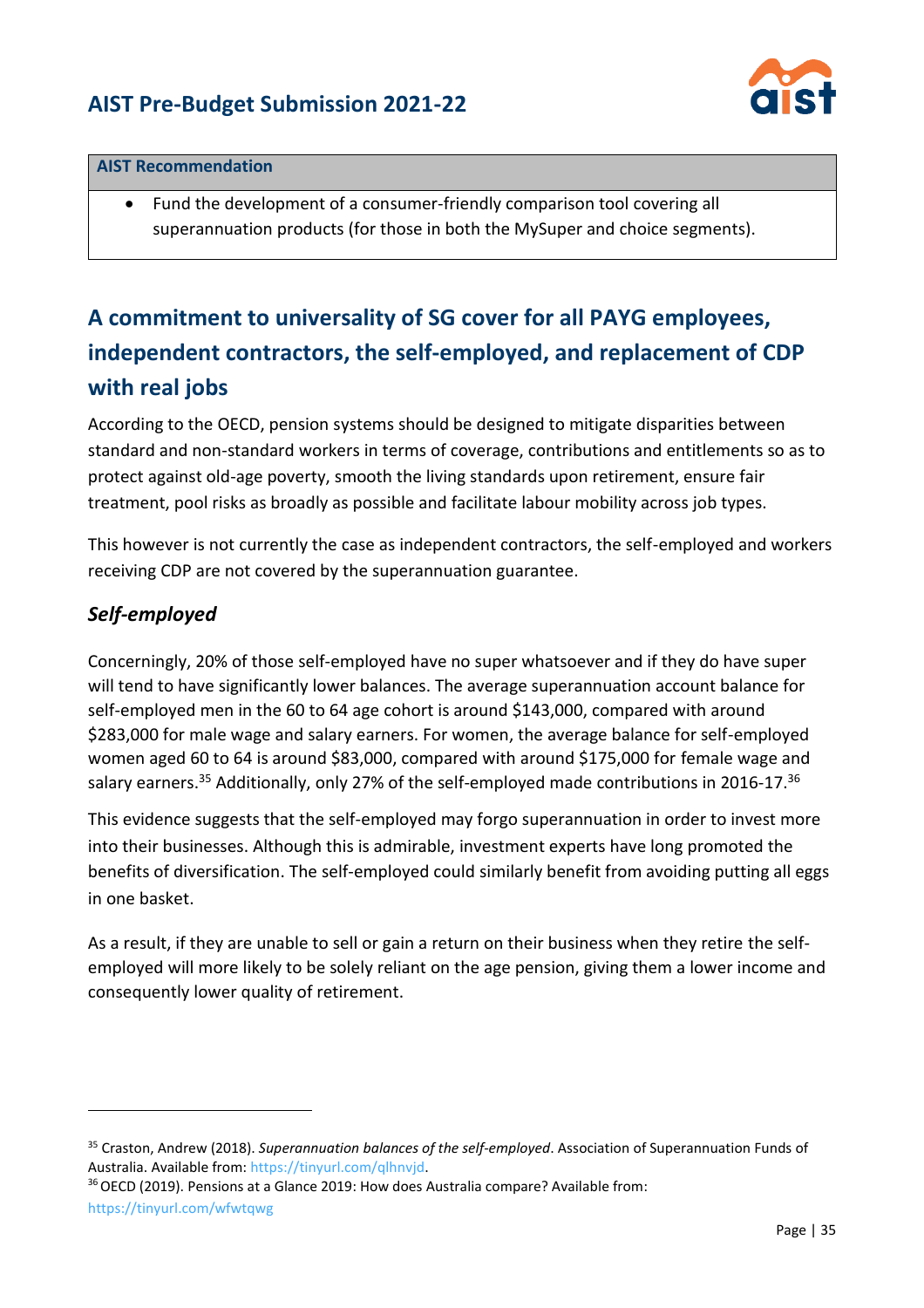| AIST Recommendation |
| --- |
| • Fund the development of a consumer-friendly comparison tool covering all superannuation products (for those in both the MySuper and choice segments). |

## A commitment to universality of SG cover for all PAYG employees, independent contractors, the self-employed, and replacement of CDP with real jobs

According to the OECD, pension systems should be designed to mitigate disparities between standard and non-standard workers in terms of coverage, contributions and entitlements so as to protect against old-age poverty, smooth the living standards upon retirement, ensure fair treatment, pool risks as broadly as possible and facilitate labour mobility across job types.

This however is not currently the case as independent contractors, the self-employed and workers receiving CDP are not covered by the superannuation guarantee.

### *Self-employed*

Concerningly, 20% of those self-employed have no super whatsoever and if they do have super will tend to have significantly lower balances. The average superannuation account balance for self-employed men in the 60 to 64 age cohort is around $143,000, compared with around $283,000 for male wage and salary earners. For women, the average balance for self-employed women aged 60 to 64 is around $83,000, compared with around $175,000 for female wage and salary earners.[35] Additionally, only 27% of the self-employed made contributions in 2016-17.[36]

This evidence suggests that the self-employed may forgo superannuation in order to invest more into their businesses. Although this is admirable, investment experts have long promoted the benefits of diversification. The self-employed could similarly benefit from avoiding putting all eggs in one basket.

As a result, if they are unable to sell or gain a return on their business when they retire the self-employed will more likely to be solely reliant on the age pension, giving them a lower income and consequently lower quality of retirement.

---

[35] Craston, Andrew (2018). *Superannuation balances of the self-employed*. Association of Superannuation Funds of Australia. Available from: https://tinyurl.com/qlhnvjd.

[36] OECD (2019). Pensions at a Glance 2019: How does Australia compare? Available from: https://tinyurl.com/wfwtqwg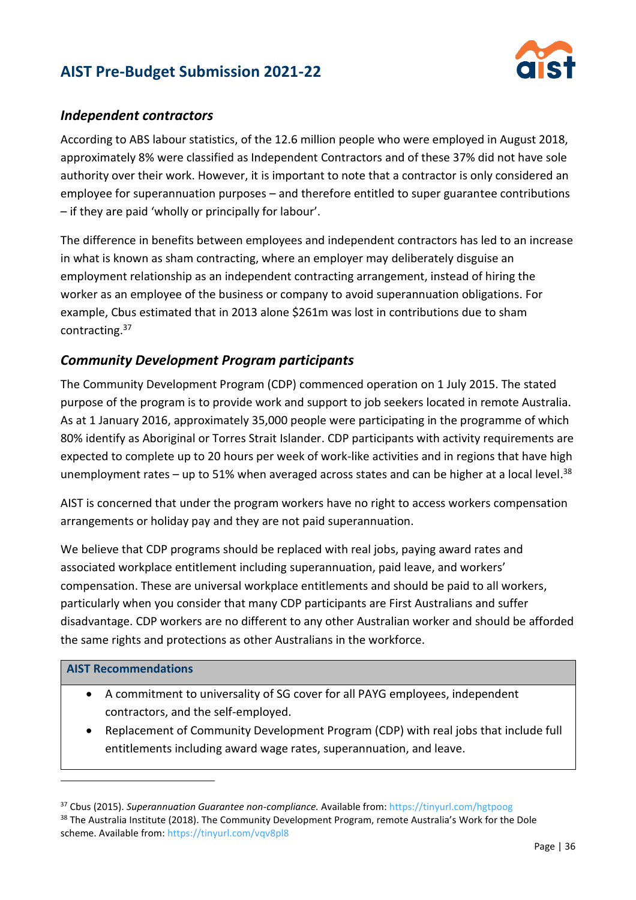### *Independent contractors*

According to ABS labour statistics, of the 12.6 million people who were employed in August 2018, approximately 8% were classified as Independent Contractors and of these 37% did not have sole authority over their work. However, it is important to note that a contractor is only considered an employee for superannuation purposes – and therefore entitled to super guarantee contributions – if they are paid 'wholly or principally for labour'.

The difference in benefits between employees and independent contractors has led to an increase in what is known as sham contracting, where an employer may deliberately disguise an employment relationship as an independent contracting arrangement, instead of hiring the worker as an employee of the business or company to avoid superannuation obligations. For example, Cbus estimated that in 2013 alone $261m was lost in contributions due to sham contracting.[37]

### *Community Development Program participants*

The Community Development Program (CDP) commenced operation on 1 July 2015. The stated purpose of the program is to provide work and support to job seekers located in remote Australia. As at 1 January 2016, approximately 35,000 people were participating in the programme of which 80% identify as Aboriginal or Torres Strait Islander. CDP participants with activity requirements are expected to complete up to 20 hours per week of work-like activities and in regions that have high unemployment rates – up to 51% when averaged across states and can be higher at a local level.[38]

AIST is concerned that under the program workers have no right to access workers compensation arrangements or holiday pay and they are not paid superannuation.

We believe that CDP programs should be replaced with real jobs, paying award rates and associated workplace entitlement including superannuation, paid leave, and workers' compensation. These are universal workplace entitlements and should be paid to all workers, particularly when you consider that many CDP participants are First Australians and suffer disadvantage. CDP workers are no different to any other Australian worker and should be afforded the same rights and protections as other Australians in the workforce.

| **AIST Recommendations** |
| --- |
| • A commitment to universality of SG cover for all PAYG employees, independent contractors, and the self-employed. <br> • Replacement of Community Development Program (CDP) with real jobs that include full entitlements including award wage rates, superannuation, and leave. |

---

[37] Cbus (2015). *Superannuation Guarantee non-compliance.* Available from: https://tinyurl.com/hgtpoog

[38] The Australia Institute (2018). The Community Development Program, remote Australia's Work for the Dole scheme. Available from: https://tinyurl.com/vqv8pl8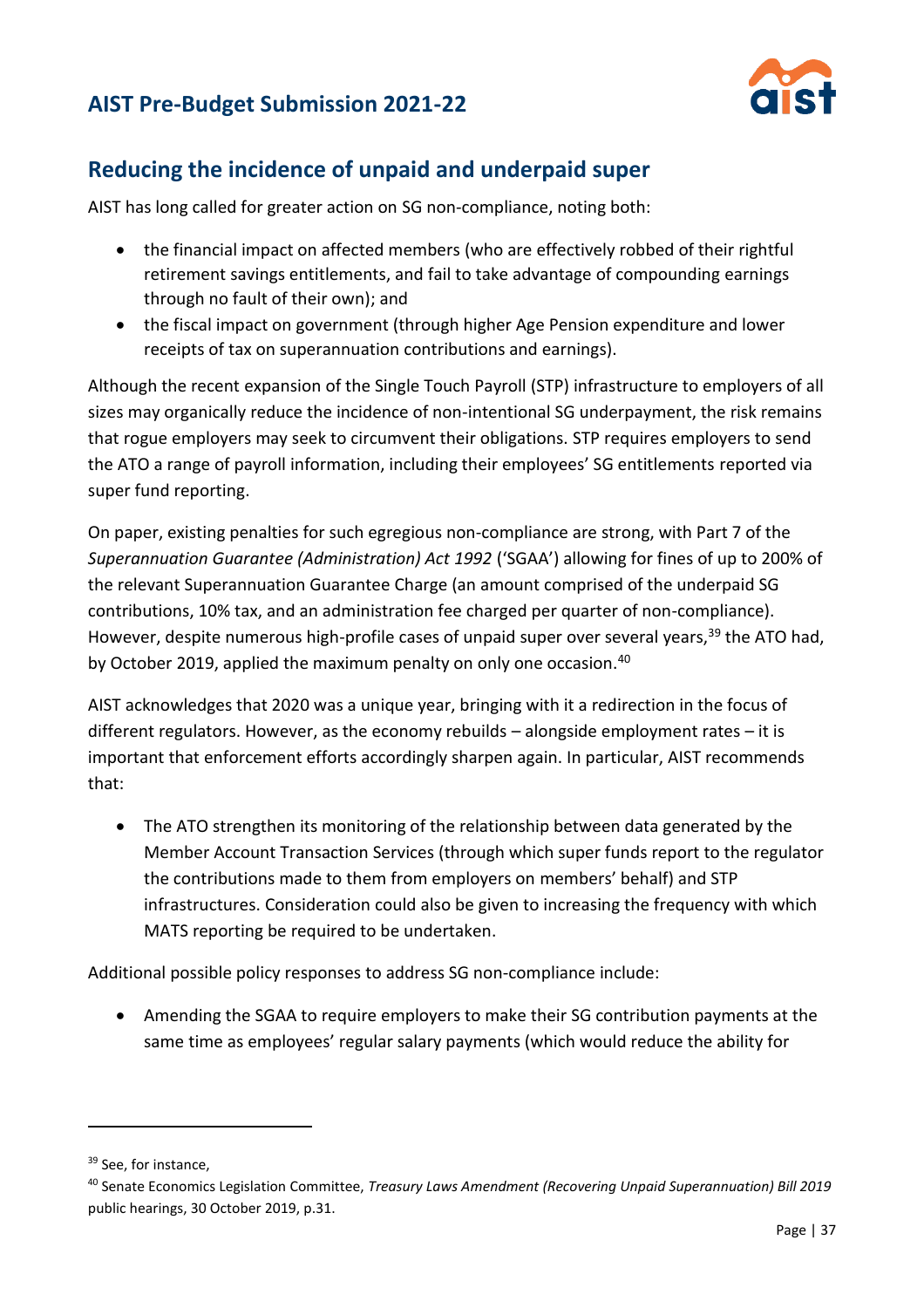## Reducing the incidence of unpaid and underpaid super

AIST has long called for greater action on SG non-compliance, noting both:

- the financial impact on affected members (who are effectively robbed of their rightful retirement savings entitlements, and fail to take advantage of compounding earnings through no fault of their own); and
- the fiscal impact on government (through higher Age Pension expenditure and lower receipts of tax on superannuation contributions and earnings).

Although the recent expansion of the Single Touch Payroll (STP) infrastructure to employers of all sizes may organically reduce the incidence of non-intentional SG underpayment, the risk remains that rogue employers may seek to circumvent their obligations. STP requires employers to send the ATO a range of payroll information, including their employees' SG entitlements reported via super fund reporting.

On paper, existing penalties for such egregious non-compliance are strong, with Part 7 of the *Superannuation Guarantee (Administration) Act 1992* ('SGAA') allowing for fines of up to 200% of the relevant Superannuation Guarantee Charge (an amount comprised of the underpaid SG contributions, 10% tax, and an administration fee charged per quarter of non-compliance). However, despite numerous high-profile cases of unpaid super over several years,[39] the ATO had, by October 2019, applied the maximum penalty on only one occasion.[40]

AIST acknowledges that 2020 was a unique year, bringing with it a redirection in the focus of different regulators. However, as the economy rebuilds – alongside employment rates – it is important that enforcement efforts accordingly sharpen again. In particular, AIST recommends that:

- The ATO strengthen its monitoring of the relationship between data generated by the Member Account Transaction Services (through which super funds report to the regulator the contributions made to them from employers on members' behalf) and STP infrastructures. Consideration could also be given to increasing the frequency with which MATS reporting be required to be undertaken.

Additional possible policy responses to address SG non-compliance include:

- Amending the SGAA to require employers to make their SG contribution payments at the same time as employees' regular salary payments (which would reduce the ability for

---

[39] See, for instance,

[40] Senate Economics Legislation Committee, *Treasury Laws Amendment (Recovering Unpaid Superannuation) Bill 2019* public hearings, 30 October 2019, p.31.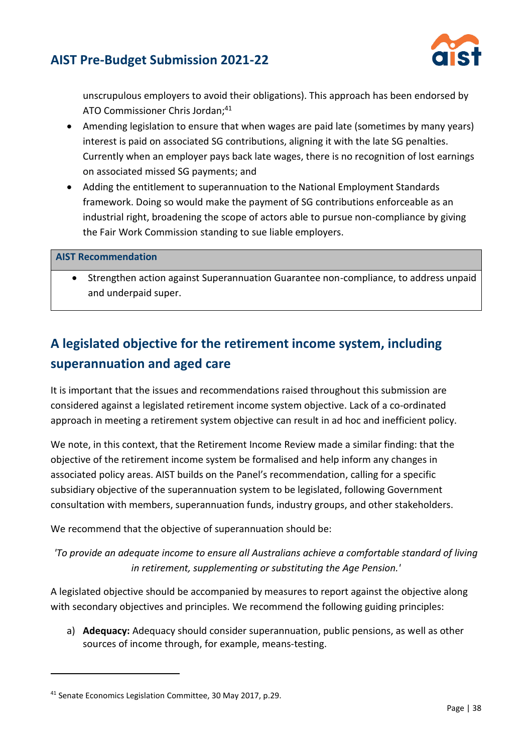unscrupulous employers to avoid their obligations). This approach has been endorsed by ATO Commissioner Chris Jordan;[41]

- Amending legislation to ensure that when wages are paid late (sometimes by many years) interest is paid on associated SG contributions, aligning it with the late SG penalties. Currently when an employer pays back late wages, there is no recognition of lost earnings on associated missed SG payments; and
- Adding the entitlement to superannuation to the National Employment Standards framework. Doing so would make the payment of SG contributions enforceable as an industrial right, broadening the scope of actors able to pursue non-compliance by giving the Fair Work Commission standing to sue liable employers.

| **AIST Recommendation** |
| --- |
| • Strengthen action against Superannuation Guarantee non-compliance, to address unpaid and underpaid super. |

## A legislated objective for the retirement income system, including superannuation and aged care

It is important that the issues and recommendations raised throughout this submission are considered against a legislated retirement income system objective. Lack of a co-ordinated approach in meeting a retirement system objective can result in ad hoc and inefficient policy.

We note, in this context, that the Retirement Income Review made a similar finding: that the objective of the retirement income system be formalised and help inform any changes in associated policy areas. AIST builds on the Panel's recommendation, calling for a specific subsidiary objective of the superannuation system to be legislated, following Government consultation with members, superannuation funds, industry groups, and other stakeholders.

We recommend that the objective of superannuation should be:

*'To provide an adequate income to ensure all Australians achieve a comfortable standard of living in retirement, supplementing or substituting the Age Pension.'*

A legislated objective should be accompanied by measures to report against the objective along with secondary objectives and principles. We recommend the following guiding principles:

a) **Adequacy:** Adequacy should consider superannuation, public pensions, as well as other sources of income through, for example, means-testing.

[41] Senate Economics Legislation Committee, 30 May 2017, p.29.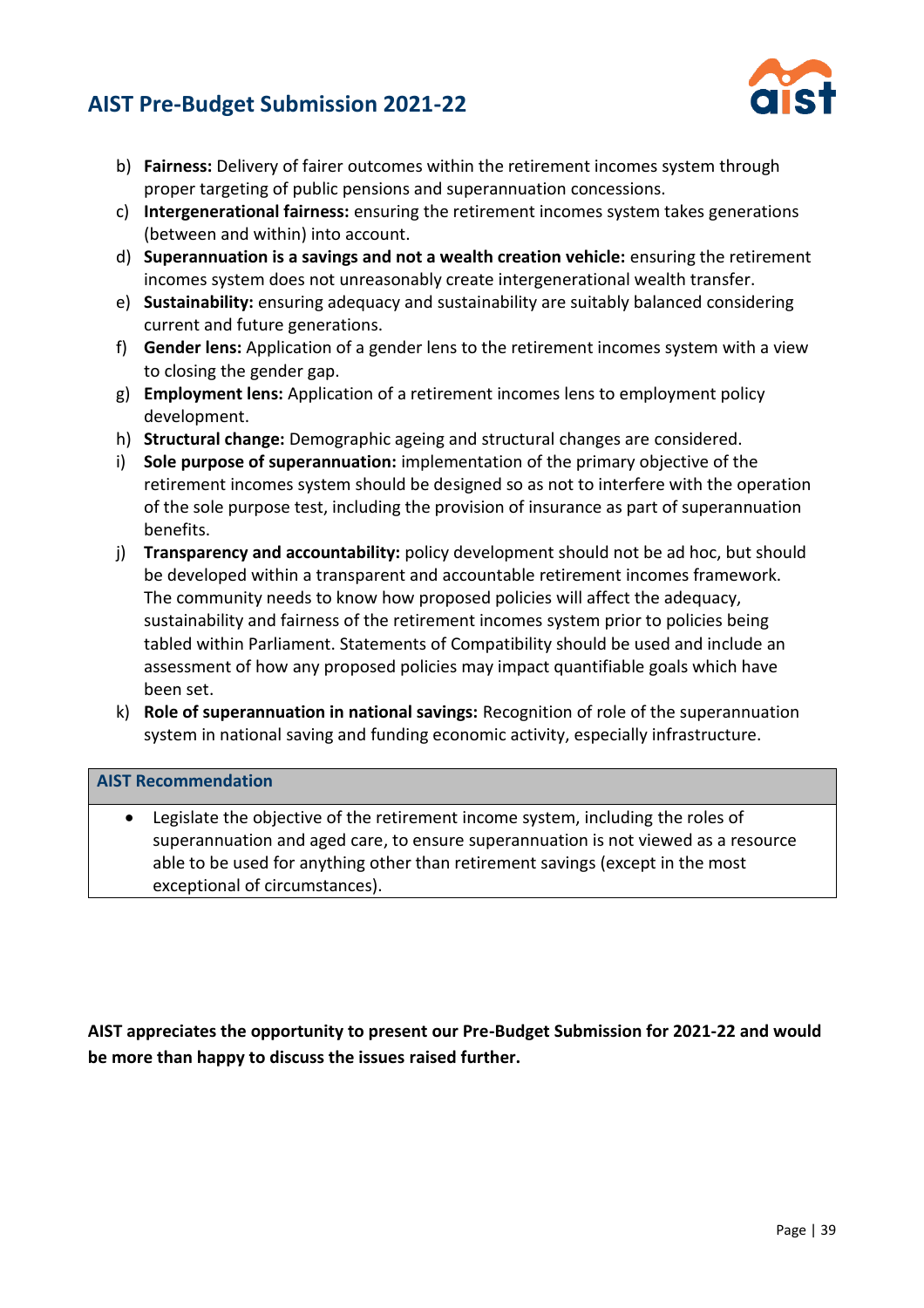b) **Fairness:** Delivery of fairer outcomes within the retirement incomes system through proper targeting of public pensions and superannuation concessions.
c) **Intergenerational fairness:** ensuring the retirement incomes system takes generations (between and within) into account.
d) **Superannuation is a savings and not a wealth creation vehicle:** ensuring the retirement incomes system does not unreasonably create intergenerational wealth transfer.
e) **Sustainability:** ensuring adequacy and sustainability are suitably balanced considering current and future generations.
f) **Gender lens:** Application of a gender lens to the retirement incomes system with a view to closing the gender gap.
g) **Employment lens:** Application of a retirement incomes lens to employment policy development.
h) **Structural change:** Demographic ageing and structural changes are considered.
i) **Sole purpose of superannuation:** implementation of the primary objective of the retirement incomes system should be designed so as not to interfere with the operation of the sole purpose test, including the provision of insurance as part of superannuation benefits.
j) **Transparency and accountability:** policy development should not be ad hoc, but should be developed within a transparent and accountable retirement incomes framework. The community needs to know how proposed policies will affect the adequacy, sustainability and fairness of the retirement incomes system prior to policies being tabled within Parliament. Statements of Compatibility should be used and include an assessment of how any proposed policies may impact quantifiable goals which have been set.
k) **Role of superannuation in national savings:** Recognition of role of the superannuation system in national saving and funding economic activity, especially infrastructure.

| **AIST Recommendation** |
|---|
| • Legislate the objective of the retirement income system, including the roles of superannuation and aged care, to ensure superannuation is not viewed as a resource able to be used for anything other than retirement savings (except in the most exceptional of circumstances). |

**AIST appreciates the opportunity to present our Pre-Budget Submission for 2021-22 and would be more than happy to discuss the issues raised further.**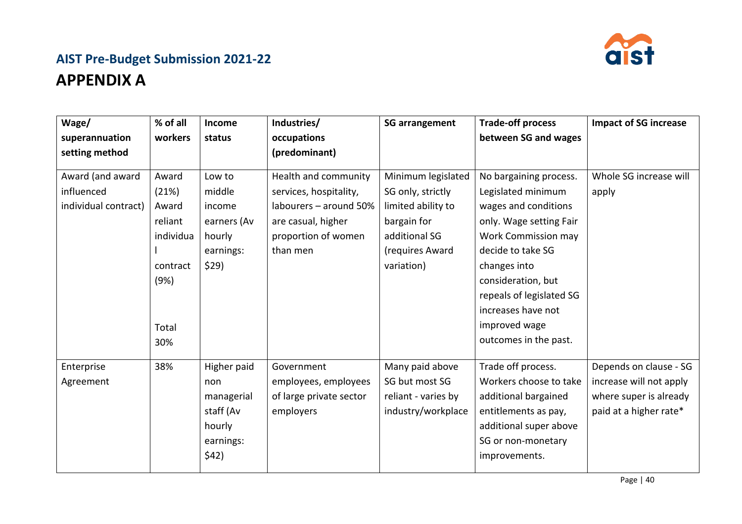## AIST Pre-Budget Submission 2021-22

# APPENDIX A

| Wage/ superannuation setting method | % of all workers | Income status | Industries/ occupations (predominant) | SG arrangement | Trade-off process between SG and wages | Impact of SG increase |
|---|---|---|---|---|---|---|
| Award (and award influenced individual contract) | Award (21%) Award reliant individual contract (9%) Total 30% | Low to middle income earners (Av hourly earnings: $29) | Health and community services, hospitality, labourers – around 50% are casual, higher proportion of women than men | Minimum legislated SG only, strictly limited ability to bargain for additional SG (requires Award variation) | No bargaining process. Legislated minimum wages and conditions only. Wage setting Fair Work Commission may decide to take SG changes into consideration, but repeals of legislated SG increases have not improved wage outcomes in the past. | Whole SG increase will apply |
| Enterprise Agreement | 38% | Higher paid non managerial staff (Av hourly earnings: $42) | Government employees, employees of large private sector employers | Many paid above SG but most SG reliant - varies by industry/workplace | Trade off process. Workers choose to take additional bargained entitlements as pay, additional super above SG or non-monetary improvements. | Depends on clause - SG increase will not apply where super is already paid at a higher rate* |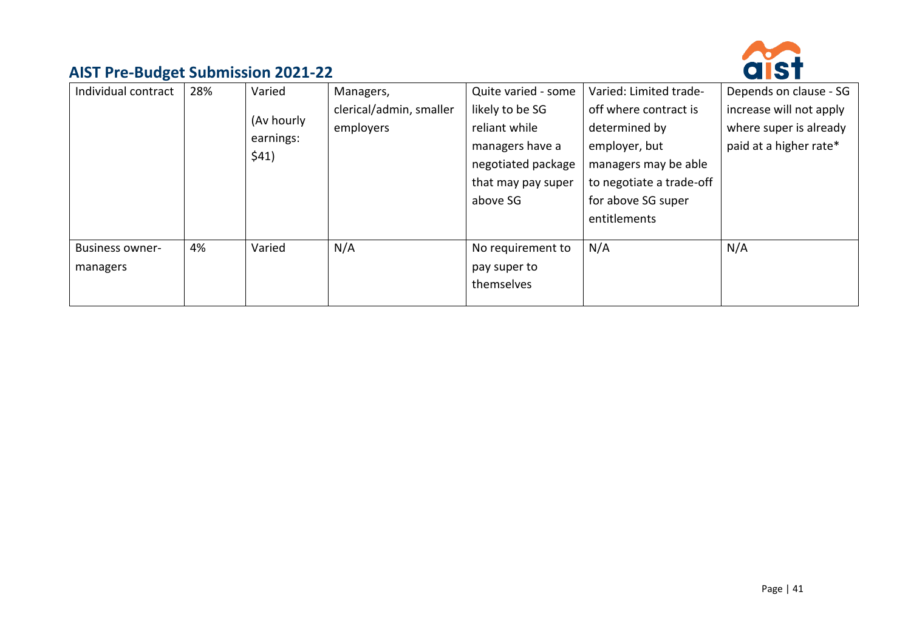| | | | | | | |
|---|---|---|---|---|---|---|
| Individual contract | 28% | Varied (Av hourly earnings: $41) | Managers, clerical/admin, smaller employers | Quite varied - some likely to be SG reliant while managers have a negotiated package that may pay super above SG | Varied: Limited trade-off where contract is determined by employer, but managers may be able to negotiate a trade-off for above SG super entitlements | Depends on clause - SG increase will not apply where super is already paid at a higher rate* |
| Business owner-managers | 4% | Varied | N/A | No requirement to pay super to themselves | N/A | N/A |